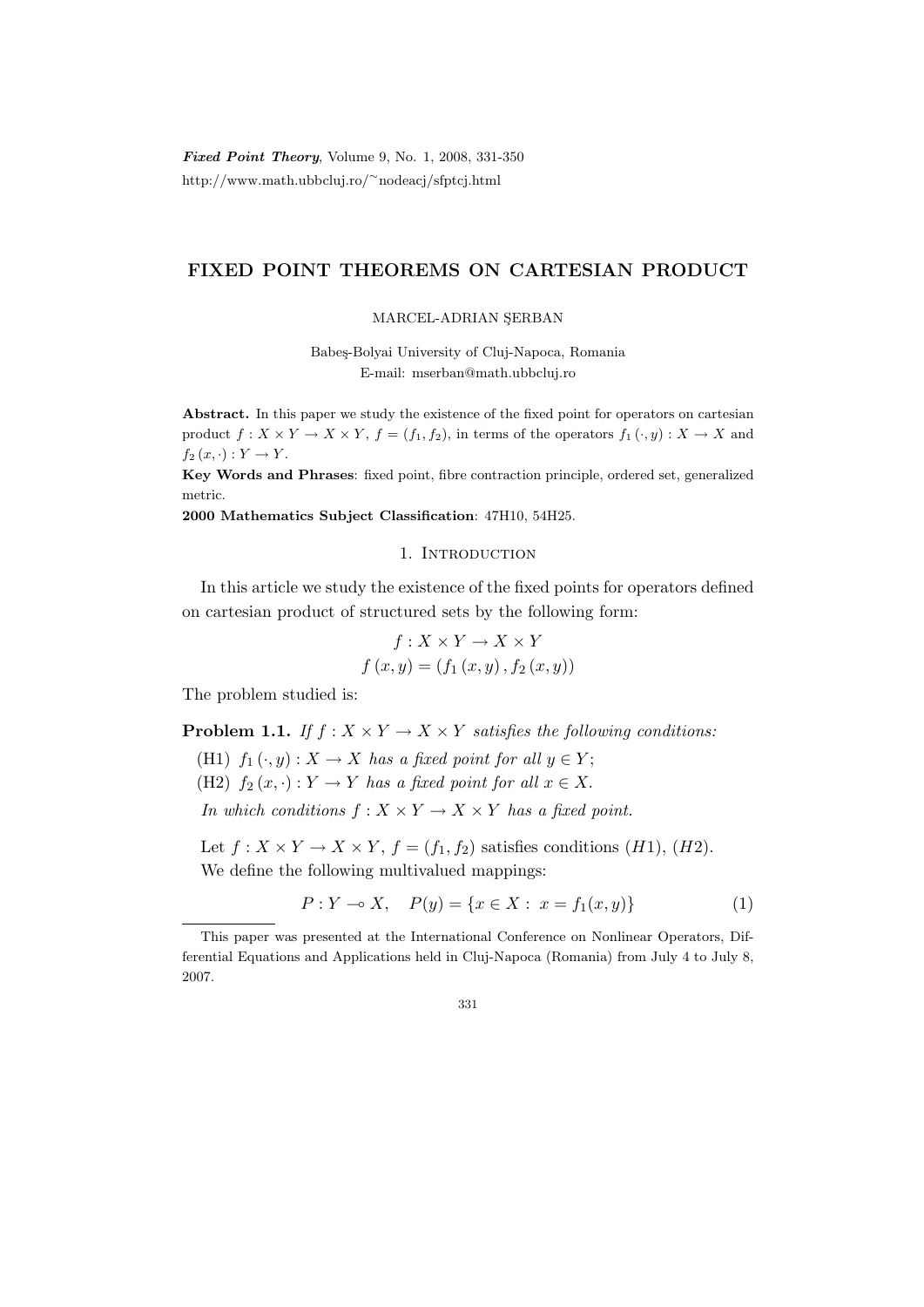# FIXED POINT THEOREMS ON CARTESIAN PRODUCT

MARCEL-ADRIAN ŞERBAN

Babeş-Bolyai University of Cluj-Napoca, Romania
E-mail: mserban@math.ubbcluj.ro

**Abstract.** In this paper we study the existence of the fixed point for operators on cartesian product $f : X \times Y \to X \times Y$, $f = (f_1, f_2)$, in terms of the operators $f_1(\cdot, y) : X \to X$ and $f_2(x, \cdot) : Y \to Y$.

**Key Words and Phrases**: fixed point, fibre contraction principle, ordered set, generalized metric.

**2000 Mathematics Subject Classification**: 47H10, 54H25.

## 1. Introduction

In this article we study the existence of the fixed points for operators defined on cartesian product of structured sets by the following form:

$$f : X \times Y \to X \times Y$$
$$f(x, y) = (f_1(x, y), f_2(x, y))$$

The problem studied is:

**Problem 1.1.** *If $f : X \times Y \to X \times Y$ satisfies the following conditions:*

(H1) *$f_1(\cdot, y) : X \to X$ has a fixed point for all $y \in Y$;*

(H2) *$f_2(x, \cdot) : Y \to Y$ has a fixed point for all $x \in X$.*

*In which conditions $f : X \times Y \to X \times Y$ has a fixed point.*

Let $f : X \times Y \to X \times Y$, $f = (f_1, f_2)$ satisfies conditions $(H1)$, $(H2)$.

We define the following multivalued mappings:

$$P : Y \multimap X, \quad P(y) = \{x \in X : \ x = f_1(x, y)\} \tag{1}$$

This paper was presented at the International Conference on Nonlinear Operators, Differential Equations and Applications held in Cluj-Napoca (Romania) from July 4 to July 8, 2007.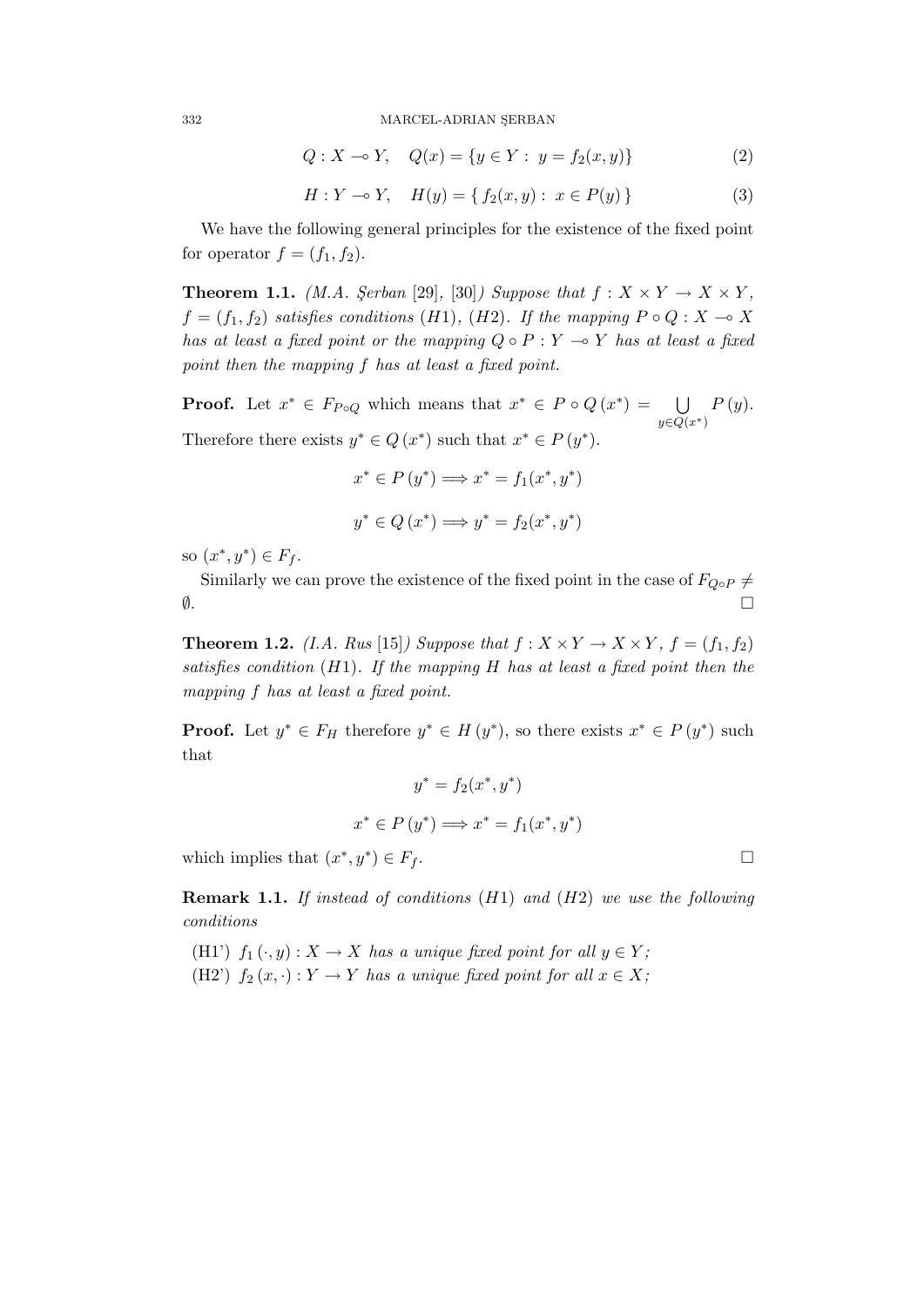$$Q : X \multimap Y, \quad Q(x) = \{y \in Y : \ y = f_2(x, y)\} \tag{2}$$

$$H : Y \multimap Y, \quad H(y) = \{ \, f_2(x, y) : \ x \in P(y) \, \} \tag{3}$$

We have the following general principles for the existence of the fixed point for operator $f = (f_1, f_2)$.

**Theorem 1.1.** *(M.A. Şerban [29], [30]) Suppose that $f : X \times Y \to X \times Y$, $f = (f_1, f_2)$ satisfies conditions $(H1)$, $(H2)$. If the mapping $P \circ Q : X \multimap X$ has at least a fixed point or the mapping $Q \circ P : Y \multimap Y$ has at least a fixed point then the mapping $f$ has at least a fixed point.*

**Proof.** Let $x^* \in F_{P \circ Q}$ which means that $x^* \in P \circ Q\,(x^*) = \bigcup\limits_{y \in Q(x^*)} P\,(y)$. Therefore there exists $y^* \in Q\,(x^*)$ such that $x^* \in P\,(y^*)$.

$$x^* \in P\,(y^*) \Longrightarrow x^* = f_1(x^*, y^*)$$

$$y^* \in Q\,(x^*) \Longrightarrow y^* = f_2(x^*, y^*)$$

so $(x^*, y^*) \in F_f$.

Similarly we can prove the existence of the fixed point in the case of $F_{Q \circ P} \neq \emptyset$. □

**Theorem 1.2.** *(I.A. Rus [15]) Suppose that $f : X \times Y \to X \times Y$, $f = (f_1, f_2)$ satisfies condition $(H1)$. If the mapping $H$ has at least a fixed point then the mapping $f$ has at least a fixed point.*

**Proof.** Let $y^* \in F_H$ therefore $y^* \in H\,(y^*)$, so there exists $x^* \in P\,(y^*)$ such that

$$y^* = f_2(x^*, y^*)$$

$$x^* \in P\,(y^*) \Longrightarrow x^* = f_1(x^*, y^*)$$

which implies that $(x^*, y^*) \in F_f$. □

**Remark 1.1.** *If instead of conditions $(H1)$ and $(H2)$ we use the following conditions*

(H1') $f_1\,(\cdot, y) : X \to X$ *has a unique fixed point for all $y \in Y$;*
(H2') $f_2\,(x, \cdot) : Y \to Y$ *has a unique fixed point for all $x \in X$;*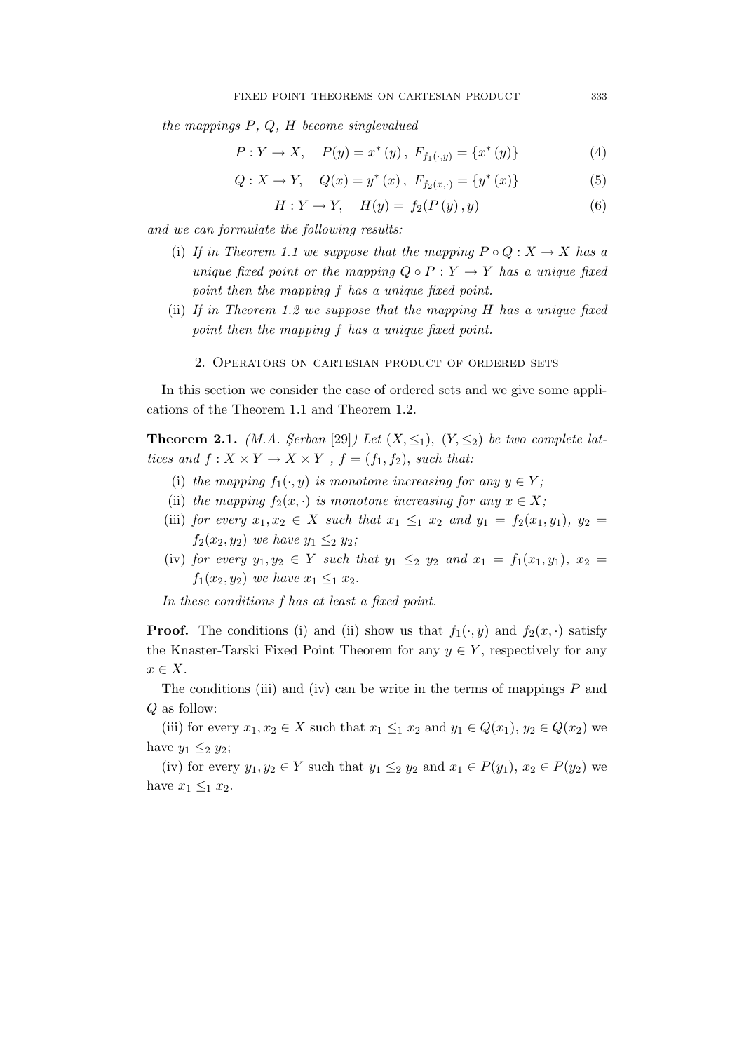*the mappings $P$, $Q$, $H$ become singlevalued*

$$P : Y \to X, \quad P(y) = x^*(y),\ F_{f_1(\cdot,y)} = \{x^*(y)\} \tag{4}$$

$$Q : X \to Y, \quad Q(x) = y^*(x),\ F_{f_2(x,\cdot)} = \{y^*(x)\} \tag{5}$$

$$H : Y \to Y, \quad H(y) = f_2(P(y), y) \tag{6}$$

*and we can formulate the following results:*

(i) *If in Theorem 1.1 we suppose that the mapping $P \circ Q : X \to X$ has a unique fixed point or the mapping $Q \circ P : Y \to Y$ has a unique fixed point then the mapping $f$ has a unique fixed point.*

(ii) *If in Theorem 1.2 we suppose that the mapping $H$ has a unique fixed point then the mapping $f$ has a unique fixed point.*

## 2. Operators on cartesian product of ordered sets

In this section we consider the case of ordered sets and we give some applications of the Theorem 1.1 and Theorem 1.2.

**Theorem 2.1.** *(M.A. Şerban [29]) Let $(X, \leq_1)$, $(Y, \leq_2)$ be two complete lattices and $f : X \times Y \to X \times Y$, $f = (f_1, f_2)$, such that:*

(i) *the mapping $f_1(\cdot, y)$ is monotone increasing for any $y \in Y$;*

(ii) *the mapping $f_2(x, \cdot)$ is monotone increasing for any $x \in X$;*

(iii) *for every $x_1, x_2 \in X$ such that $x_1 \leq_1 x_2$ and $y_1 = f_2(x_1, y_1)$, $y_2 = f_2(x_2, y_2)$ we have $y_1 \leq_2 y_2$;*

(iv) *for every $y_1, y_2 \in Y$ such that $y_1 \leq_2 y_2$ and $x_1 = f_1(x_1, y_1)$, $x_2 = f_1(x_2, y_2)$ we have $x_1 \leq_1 x_2$.*

*In these conditions $f$ has at least a fixed point.*

**Proof.** The conditions (i) and (ii) show us that $f_1(\cdot, y)$ and $f_2(x, \cdot)$ satisfy the Knaster-Tarski Fixed Point Theorem for any $y \in Y$, respectively for any $x \in X$.

The conditions (iii) and (iv) can be write in the terms of mappings $P$ and $Q$ as follow:

(iii) for every $x_1, x_2 \in X$ such that $x_1 \leq_1 x_2$ and $y_1 \in Q(x_1)$, $y_2 \in Q(x_2)$ we have $y_1 \leq_2 y_2$;

(iv) for every $y_1, y_2 \in Y$ such that $y_1 \leq_2 y_2$ and $x_1 \in P(y_1)$, $x_2 \in P(y_2)$ we have $x_1 \leq_1 x_2$.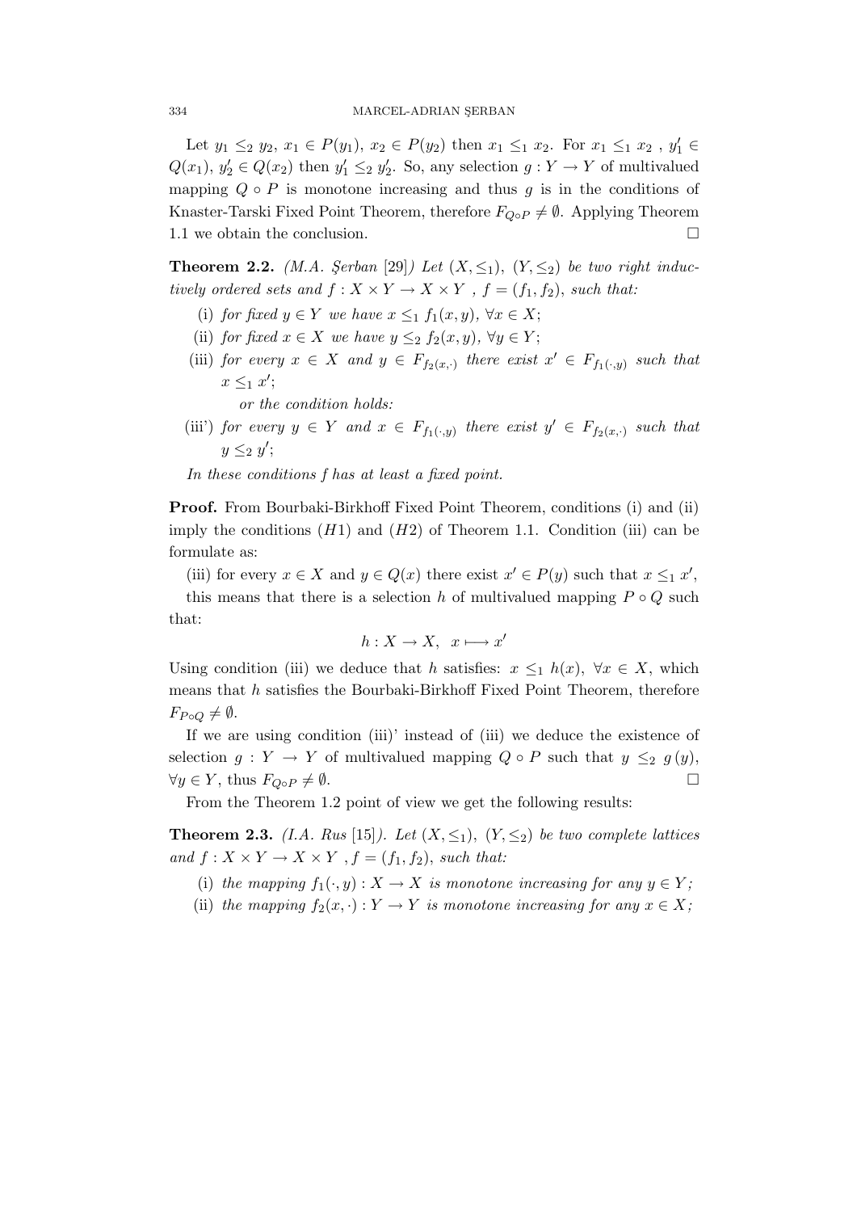Let $y_1 \leq_2 y_2$, $x_1 \in P(y_1)$, $x_2 \in P(y_2)$ then $x_1 \leq_1 x_2$. For $x_1 \leq_1 x_2$ , $y_1' \in Q(x_1)$, $y_2' \in Q(x_2)$ then $y_1' \leq_2 y_2'$. So, any selection $g : Y \to Y$ of multivalued mapping $Q \circ P$ is monotone increasing and thus $g$ is in the conditions of Knaster-Tarski Fixed Point Theorem, therefore $F_{Q \circ P} \neq \emptyset$. Applying Theorem 1.1 we obtain the conclusion. $\square$

**Theorem 2.2.** *(M.A. Şerban [29]) Let $(X, \leq_1)$, $(Y, \leq_2)$ be two right inductively ordered sets and $f : X \times Y \to X \times Y$ , $f = (f_1, f_2)$, such that:*

(i) *for fixed $y \in Y$ we have $x \leq_1 f_1(x, y)$, $\forall x \in X$;*

(ii) *for fixed $x \in X$ we have $y \leq_2 f_2(x, y)$, $\forall y \in Y$;*

(iii) *for every $x \in X$ and $y \in F_{f_2(x,\cdot)}$ there exist $x' \in F_{f_1(\cdot,y)}$ such that $x \leq_1 x'$;*

*or the condition holds:*

(iii') *for every $y \in Y$ and $x \in F_{f_1(\cdot,y)}$ there exist $y' \in F_{f_2(x,\cdot)}$ such that $y \leq_2 y'$;*

*In these conditions f has at least a fixed point.*

**Proof.** From Bourbaki-Birkhoff Fixed Point Theorem, conditions (i) and (ii) imply the conditions $(H1)$ and $(H2)$ of Theorem 1.1. Condition (iii) can be formulate as:

(iii) for every $x \in X$ and $y \in Q(x)$ there exist $x' \in P(y)$ such that $x \leq_1 x'$,

this means that there is a selection $h$ of multivalued mapping $P \circ Q$ such that:

$$h : X \to X, \;\; x \longmapsto x'$$

Using condition (iii) we deduce that $h$ satisfies: $x \leq_1 h(x)$, $\forall x \in X$, which means that $h$ satisfies the Bourbaki-Birkhoff Fixed Point Theorem, therefore $F_{P \circ Q} \neq \emptyset$.

If we are using condition (iii)' instead of (iii) we deduce the existence of selection $g : Y \to Y$ of multivalued mapping $Q \circ P$ such that $y \leq_2 g(y)$, $\forall y \in Y$, thus $F_{Q \circ P} \neq \emptyset$. $\square$

From the Theorem 1.2 point of view we get the following results:

**Theorem 2.3.** *(I.A. Rus [15]). Let $(X, \leq_1)$, $(Y, \leq_2)$ be two complete lattices and $f : X \times Y \to X \times Y$ , $f = (f_1, f_2)$, such that:*

(i) *the mapping $f_1(\cdot, y) : X \to X$ is monotone increasing for any $y \in Y$;*

(ii) *the mapping $f_2(x, \cdot) : Y \to Y$ is monotone increasing for any $x \in X$;*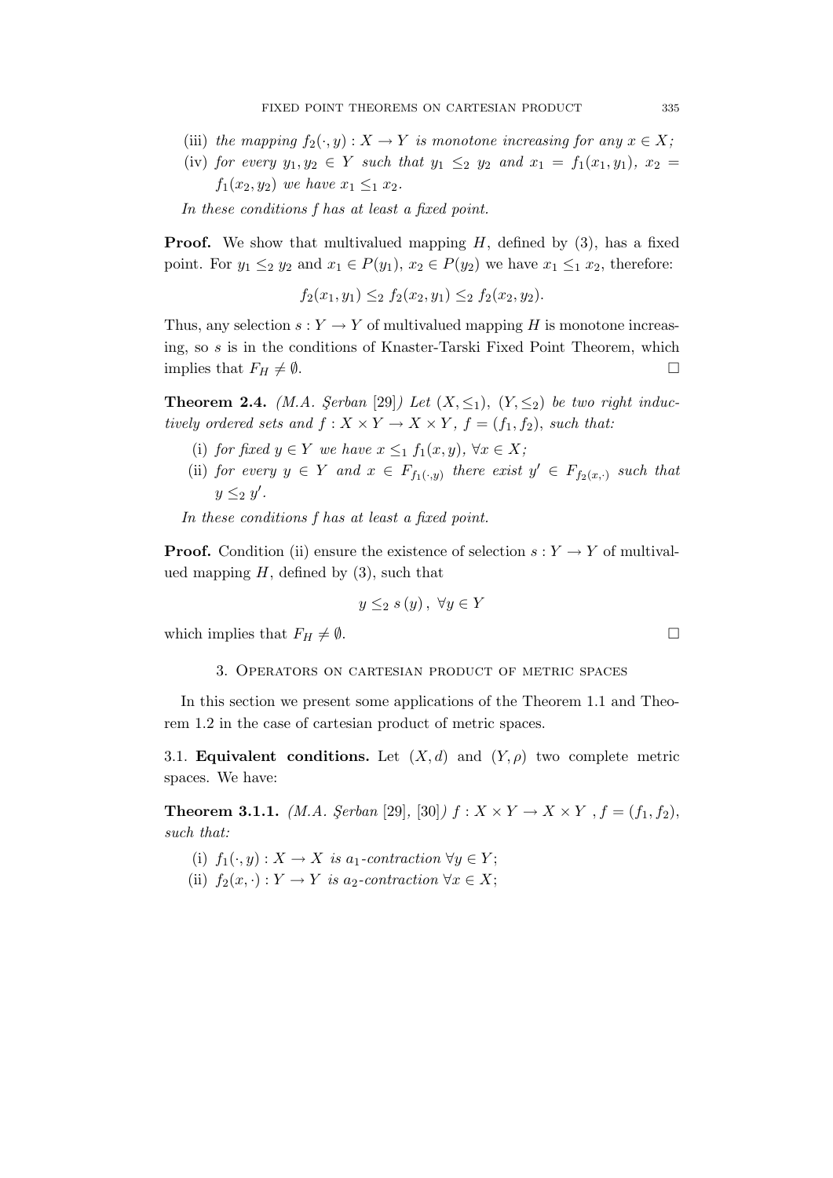(iii) *the mapping* $f_2(\cdot, y) : X \to Y$ *is monotone increasing for any* $x \in X$*;*

(iv) *for every* $y_1, y_2 \in Y$ *such that* $y_1 \leq_2 y_2$ *and* $x_1 = f_1(x_1, y_1)$*,* $x_2 = f_1(x_2, y_2)$ *we have* $x_1 \leq_1 x_2$*.*

*In these conditions f has at least a fixed point.*

**Proof.** We show that multivalued mapping $H$, defined by (3), has a fixed point. For $y_1 \leq_2 y_2$ and $x_1 \in P(y_1)$, $x_2 \in P(y_2)$ we have $x_1 \leq_1 x_2$, therefore:

$$f_2(x_1, y_1) \leq_2 f_2(x_2, y_1) \leq_2 f_2(x_2, y_2).$$

Thus, any selection $s : Y \to Y$ of multivalued mapping $H$ is monotone increasing, so $s$ is in the conditions of Knaster-Tarski Fixed Point Theorem, which implies that $F_H \neq \emptyset$. □

**Theorem 2.4.** *(M.A. Şerban [29]) Let* $(X, \leq_1)$*,* $(Y, \leq_2)$ *be two right inductively ordered sets and* $f : X \times Y \to X \times Y$*,* $f = (f_1, f_2)$*, such that:*

(i) *for fixed* $y \in Y$ *we have* $x \leq_1 f_1(x, y)$*,* $\forall x \in X$*;*

(ii) *for every* $y \in Y$ *and* $x \in F_{f_1(\cdot,y)}$ *there exist* $y' \in F_{f_2(x,\cdot)}$ *such that* $y \leq_2 y'$*.*

*In these conditions f has at least a fixed point.*

**Proof.** Condition (ii) ensure the existence of selection $s : Y \to Y$ of multivalued mapping $H$, defined by (3), such that

$$y \leq_2 s(y), \ \forall y \in Y$$

which implies that $F_H \neq \emptyset$. □

## 3. Operators on cartesian product of metric spaces

In this section we present some applications of the Theorem 1.1 and Theorem 1.2 in the case of cartesian product of metric spaces.

3.1. **Equivalent conditions.** Let $(X, d)$ and $(Y, \rho)$ two complete metric spaces. We have:

**Theorem 3.1.1.** *(M.A. Şerban [29], [30])* $f : X \times Y \to X \times Y$ *,* $f = (f_1, f_2)$*, such that:*

(i) $f_1(\cdot, y) : X \to X$ *is* $a_1$*-contraction* $\forall y \in Y$*;*

(ii) $f_2(x, \cdot) : Y \to Y$ *is* $a_2$*-contraction* $\forall x \in X$*;*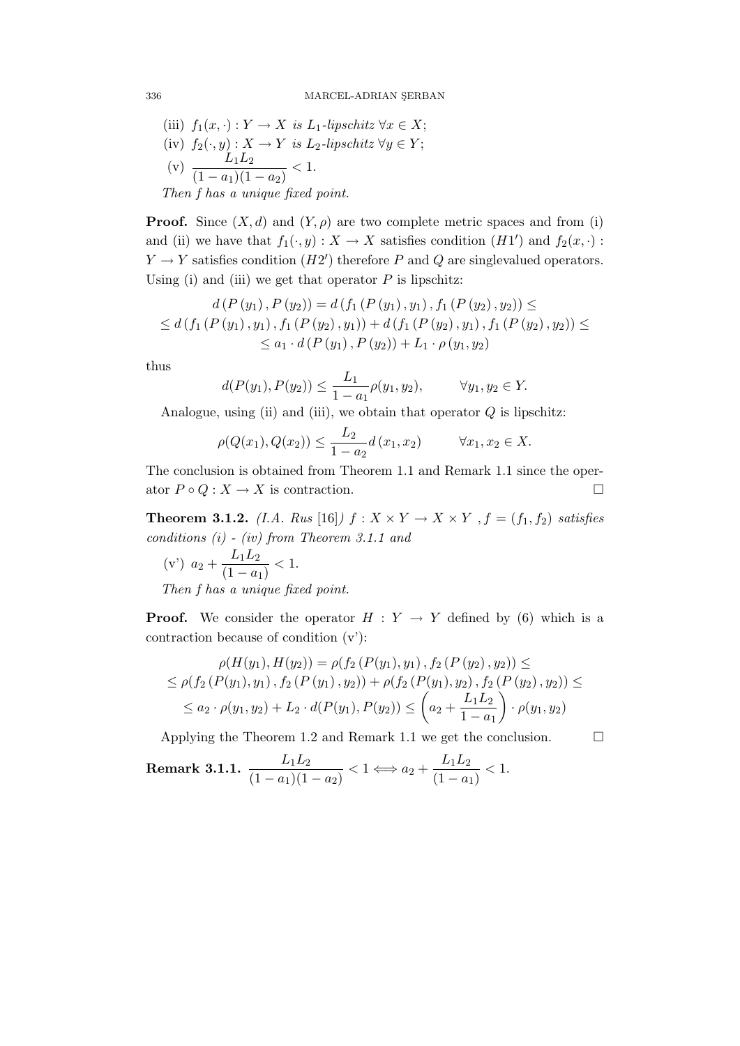(iii) $f_1(x, \cdot) : Y \to X$ *is* $L_1$*-lipschitz* $\forall x \in X$;

(iv) $f_2(\cdot, y) : X \to Y$ *is* $L_2$*-lipschitz* $\forall y \in Y$;

(v) $\dfrac{L_1 L_2}{(1-a_1)(1-a_2)} < 1.$

*Then f has a unique fixed point.*

**Proof.** Since $(X, d)$ and $(Y, \rho)$ are two complete metric spaces and from (i) and (ii) we have that $f_1(\cdot, y) : X \to X$ satisfies condition $(H1')$ and $f_2(x, \cdot) : Y \to Y$ satisfies condition $(H2')$ therefore $P$ and $Q$ are singlevalued operators. Using (i) and (iii) we get that operator $P$ is lipschitz:

$$d\left(P\left(y_1\right), P\left(y_2\right)\right) = d\left(f_1\left(P\left(y_1\right), y_1\right), f_1\left(P\left(y_2\right), y_2\right)\right) \leq$$
$$\leq d\left(f_1\left(P\left(y_1\right), y_1\right), f_1\left(P\left(y_2\right), y_1\right)\right) + d\left(f_1\left(P\left(y_2\right), y_1\right), f_1\left(P\left(y_2\right), y_2\right)\right) \leq$$
$$\leq a_1 \cdot d\left(P\left(y_1\right), P\left(y_2\right)\right) + L_1 \cdot \rho\left(y_1, y_2\right)$$

thus

$$d(P(y_1), P(y_2)) \leq \frac{L_1}{1-a_1}\rho(y_1, y_2), \qquad \forall y_1, y_2 \in Y.$$

Analogue, using (ii) and (iii), we obtain that operator $Q$ is lipschitz:

$$\rho(Q(x_1), Q(x_2)) \leq \frac{L_2}{1-a_2} d\left(x_1, x_2\right) \qquad \forall x_1, x_2 \in X.$$

The conclusion is obtained from Theorem 1.1 and Remark 1.1 since the operator $P \circ Q : X \to X$ is contraction. $\square$

**Theorem 3.1.2.** *(I.A. Rus* [16]*)* $f : X \times Y \to X \times Y$ *,* $f = (f_1, f_2)$ *satisfies conditions (i) - (iv) from Theorem 3.1.1 and*

(v') $a_2 + \dfrac{L_1 L_2}{(1-a_1)} < 1.$

*Then f has a unique fixed point.*

**Proof.** We consider the operator $H : Y \to Y$ defined by (6) which is a contraction because of condition (v'):

$$\rho(H(y_1), H(y_2)) = \rho(f_2\left(P(y_1), y_1\right), f_2\left(P\left(y_2\right), y_2\right)) \leq$$
$$\leq \rho(f_2\left(P(y_1), y_1\right), f_2\left(P\left(y_1\right), y_2\right)) + \rho(f_2\left(P(y_1), y_2\right), f_2\left(P\left(y_2\right), y_2\right)) \leq$$
$$\leq a_2 \cdot \rho(y_1, y_2) + L_2 \cdot d(P(y_1), P(y_2)) \leq \left(a_2 + \frac{L_1 L_2}{1-a_1}\right) \cdot \rho(y_1, y_2)$$

Applying the Theorem 1.2 and Remark 1.1 we get the conclusion. $\square$

**Remark 3.1.1.** $\dfrac{L_1 L_2}{(1-a_1)(1-a_2)} < 1 \Longleftrightarrow a_2 + \dfrac{L_1 L_2}{(1-a_1)} < 1.$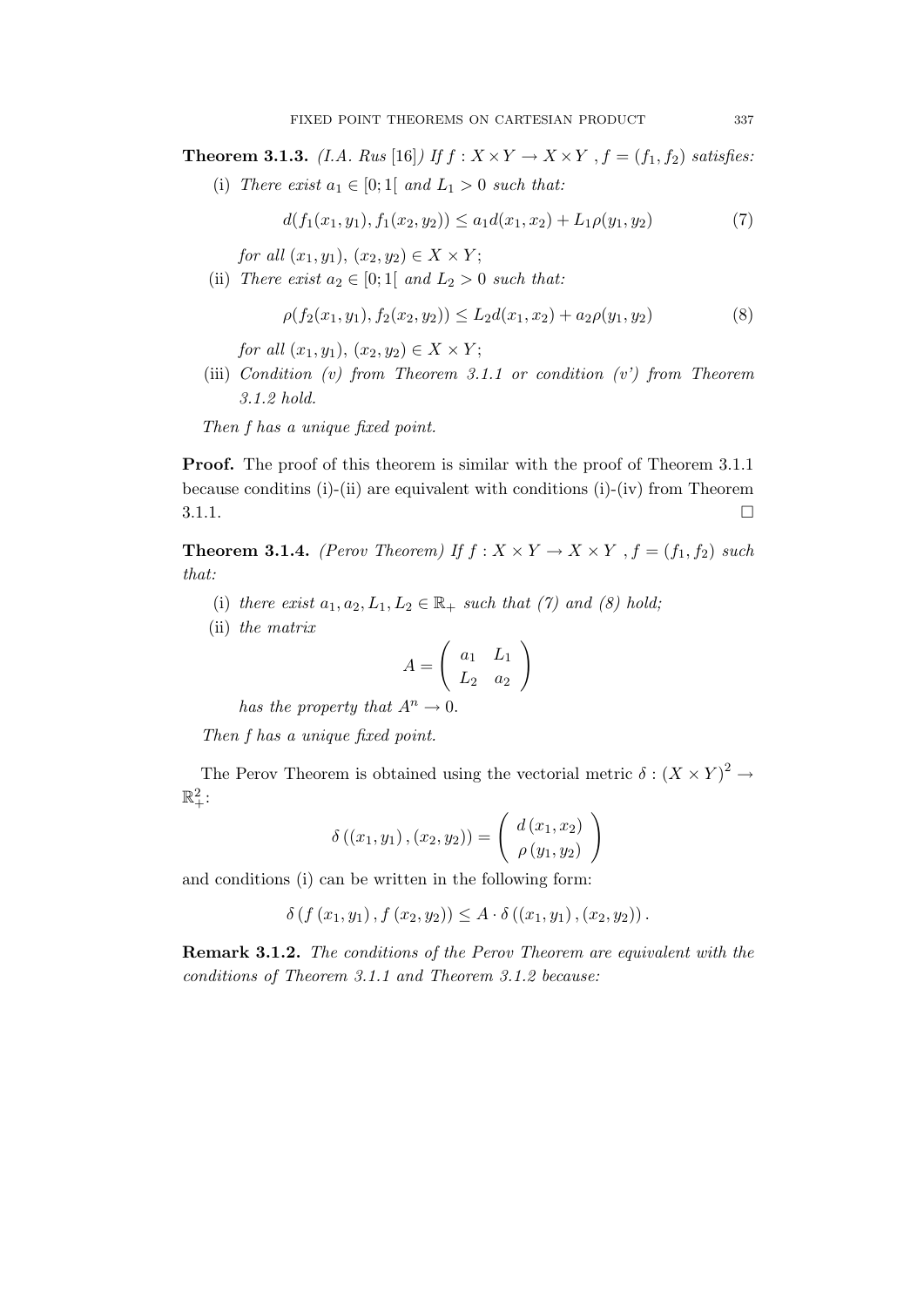**Theorem 3.1.3.** *(I.A. Rus [16]) If $f : X \times Y \to X \times Y$ , $f = (f_1, f_2)$ satisfies:*

(i) *There exist $a_1 \in [0; 1[$ and $L_1 > 0$ such that:*

$$d(f_1(x_1, y_1), f_1(x_2, y_2)) \leq a_1 d(x_1, x_2) + L_1 \rho(y_1, y_2) \tag{7}$$

*for all $(x_1, y_1)$, $(x_2, y_2) \in X \times Y$;*

(ii) *There exist $a_2 \in [0; 1[$ and $L_2 > 0$ such that:*

$$\rho(f_2(x_1, y_1), f_2(x_2, y_2)) \leq L_2 d(x_1, x_2) + a_2 \rho(y_1, y_2) \tag{8}$$

*for all $(x_1, y_1)$, $(x_2, y_2) \in X \times Y$;*

(iii) *Condition (v) from Theorem 3.1.1 or condition (v') from Theorem 3.1.2 hold.*

*Then f has a unique fixed point.*

**Proof.** The proof of this theorem is similar with the proof of Theorem 3.1.1 because conditins (i)-(ii) are equivalent with conditions (i)-(iv) from Theorem 3.1.1. □

**Theorem 3.1.4.** *(Perov Theorem) If $f : X \times Y \to X \times Y$ , $f = (f_1, f_2)$ such that:*

(i) *there exist $a_1, a_2, L_1, L_2 \in \mathbb{R}_+$ such that (7) and (8) hold;*

(ii) *the matrix*

$$A = \begin{pmatrix} a_1 & L_1 \\ L_2 & a_2 \end{pmatrix}$$

*has the property that $A^n \to 0$.*

*Then f has a unique fixed point.*

The Perov Theorem is obtained using the vectorial metric $\delta : (X \times Y)^2 \to \mathbb{R}_+^2$:

$$\delta\left((x_1, y_1), (x_2, y_2)\right) = \begin{pmatrix} d\left(x_1, x_2\right) \\ \rho\left(y_1, y_2\right) \end{pmatrix}$$

and conditions (i) can be written in the following form:

$$\delta\left(f\left(x_1, y_1\right), f\left(x_2, y_2\right)\right) \leq A \cdot \delta\left((x_1, y_1), (x_2, y_2)\right).$$

**Remark 3.1.2.** *The conditions of the Perov Theorem are equivalent with the conditions of Theorem 3.1.1 and Theorem 3.1.2 because:*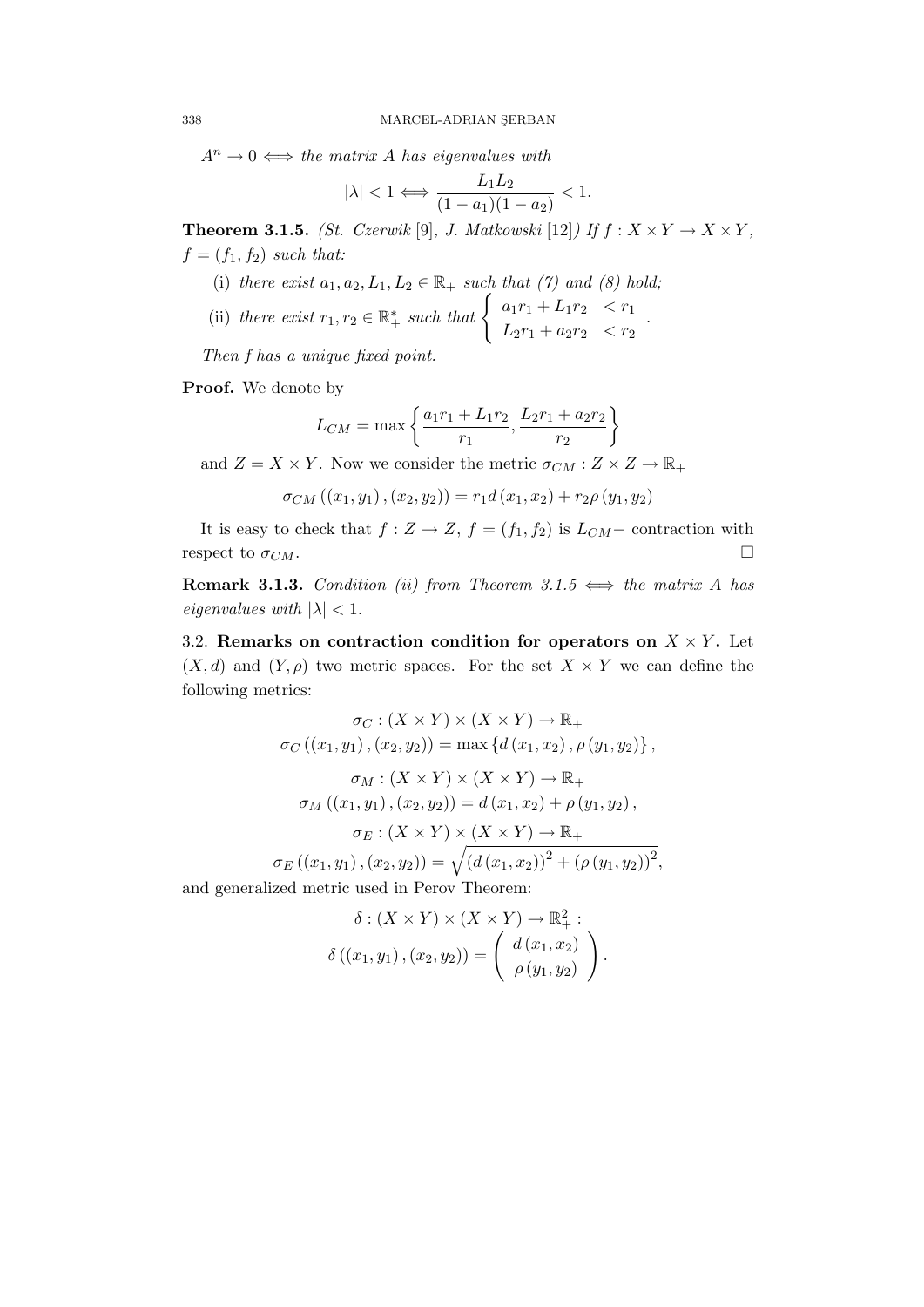$A^n \to 0 \iff$ *the matrix $A$ has eigenvalues with*

$$|\lambda| < 1 \iff \frac{L_1 L_2}{(1-a_1)(1-a_2)} < 1.$$

**Theorem 3.1.5.** *(St. Czerwik* [9]*, J. Matkowski* [12]*) If $f : X \times Y \to X \times Y$, $f = (f_1, f_2)$ such that:*

(i) *there exist $a_1, a_2, L_1, L_2 \in \mathbb{R}_+$ such that (7) and (8) hold;*

(ii) *there exist $r_1, r_2 \in \mathbb{R}_+^*$ such that* $\begin{cases} a_1 r_1 + L_1 r_2 & < r_1 \\ L_2 r_1 + a_2 r_2 & < r_2 \end{cases}$.

*Then $f$ has a unique fixed point.*

**Proof.** We denote by

$$L_{CM} = \max\left\{\frac{a_1 r_1 + L_1 r_2}{r_1}, \frac{L_2 r_1 + a_2 r_2}{r_2}\right\}$$

and $Z = X \times Y$. Now we consider the metric $\sigma_{CM} : Z \times Z \to \mathbb{R}_+$

$$\sigma_{CM}\left((x_1, y_1), (x_2, y_2)\right) = r_1 d\left(x_1, x_2\right) + r_2 \rho\left(y_1, y_2\right)$$

It is easy to check that $f : Z \to Z$, $f = (f_1, f_2)$ is $L_{CM}-$ contraction with respect to $\sigma_{CM}$. □

**Remark 3.1.3.** *Condition (ii) from Theorem 3.1.5 $\iff$ the matrix $A$ has eigenvalues with $|\lambda| < 1$.*

3.2. **Remarks on contraction condition for operators on $X \times Y$.** Let $(X, d)$ and $(Y, \rho)$ two metric spaces. For the set $X \times Y$ we can define the following metrics:

$$\sigma_C : (X \times Y) \times (X \times Y) \to \mathbb{R}_+$$
$$\sigma_C\left((x_1, y_1), (x_2, y_2)\right) = \max\left\{d\left(x_1, x_2\right), \rho\left(y_1, y_2\right)\right\},$$

$$\sigma_M : (X \times Y) \times (X \times Y) \to \mathbb{R}_+$$
$$\sigma_M\left((x_1, y_1), (x_2, y_2)\right) = d\left(x_1, x_2\right) + \rho\left(y_1, y_2\right),$$

$$\sigma_E : (X \times Y) \times (X \times Y) \to \mathbb{R}_+$$
$$\sigma_E\left((x_1, y_1), (x_2, y_2)\right) = \sqrt{\left(d\left(x_1, x_2\right)\right)^2 + \left(\rho\left(y_1, y_2\right)\right)^2},$$

and generalized metric used in Perov Theorem:

$$\delta : (X \times Y) \times (X \times Y) \to \mathbb{R}_+^2 :$$
$$\delta\left((x_1, y_1), (x_2, y_2)\right) = \begin{pmatrix} d\left(x_1, x_2\right) \\ \rho\left(y_1, y_2\right) \end{pmatrix}.$$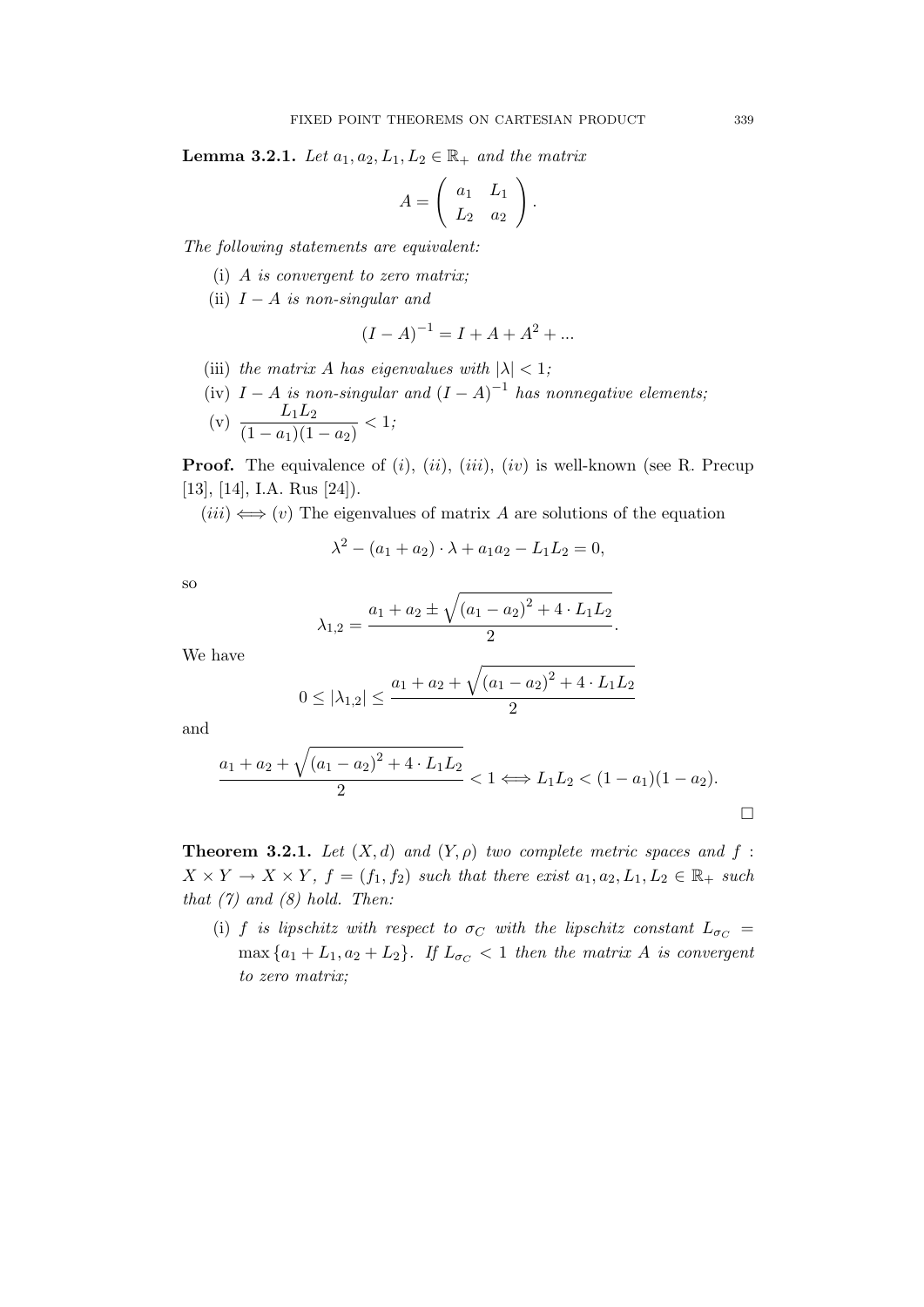**Lemma 3.2.1.** *Let $a_1, a_2, L_1, L_2 \in \mathbb{R}_+$ and the matrix*

$$A = \begin{pmatrix} a_1 & L_1 \\ L_2 & a_2 \end{pmatrix}.$$

*The following statements are equivalent:*

(i) *$A$ is convergent to zero matrix;*

(ii) *$I - A$ is non-singular and*

$$(I - A)^{-1} = I + A + A^2 + ...$$

(iii) *the matrix $A$ has eigenvalues with $|\lambda| < 1$;*

(iv) *$I - A$ is non-singular and $(I - A)^{-1}$ has nonnegative elements;*

(v) $\dfrac{L_1 L_2}{(1 - a_1)(1 - a_2)} < 1$*;*

**Proof.** The equivalence of $(i)$, $(ii)$, $(iii)$, $(iv)$ is well-known (see R. Precup [13], [14], I.A. Rus [24]).

$(iii) \iff (v)$ The eigenvalues of matrix $A$ are solutions of the equation

$$\lambda^2 - (a_1 + a_2) \cdot \lambda + a_1 a_2 - L_1 L_2 = 0,$$

so

$$\lambda_{1,2} = \frac{a_1 + a_2 \pm \sqrt{(a_1 - a_2)^2 + 4 \cdot L_1 L_2}}{2}.$$

We have

$$0 \leq |\lambda_{1,2}| \leq \frac{a_1 + a_2 + \sqrt{(a_1 - a_2)^2 + 4 \cdot L_1 L_2}}{2}$$

and

$$\frac{a_1 + a_2 + \sqrt{(a_1 - a_2)^2 + 4 \cdot L_1 L_2}}{2} < 1 \iff L_1 L_2 < (1 - a_1)(1 - a_2).$$

□

**Theorem 3.2.1.** *Let $(X, d)$ and $(Y, \rho)$ two complete metric spaces and $f : X \times Y \to X \times Y$, $f = (f_1, f_2)$ such that there exist $a_1, a_2, L_1, L_2 \in \mathbb{R}_+$ such that (7) and (8) hold. Then:*

(i) *$f$ is lipschitz with respect to $\sigma_C$ with the lipschitz constant $L_{\sigma_C} = \max\{a_1 + L_1, a_2 + L_2\}$. If $L_{\sigma_C} < 1$ then the matrix $A$ is convergent to zero matrix;*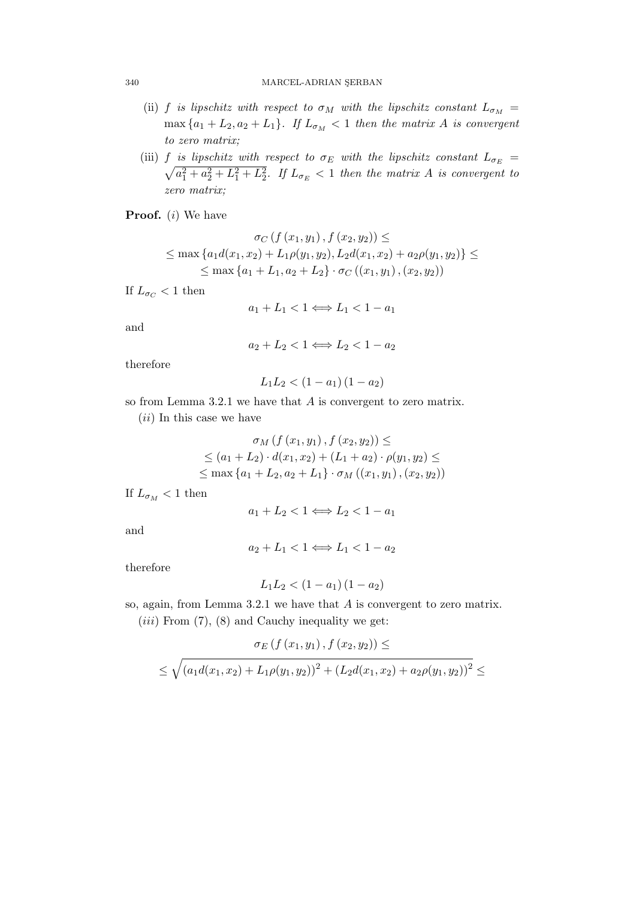(ii) $f$ *is lipschitz with respect to* $\sigma_M$ *with the lipschitz constant* $L_{\sigma_M} = \max\{a_1 + L_2, a_2 + L_1\}$*. If* $L_{\sigma_M} < 1$ *then the matrix* $A$ *is convergent to zero matrix;*

(iii) $f$ *is lipschitz with respect to* $\sigma_E$ *with the lipschitz constant* $L_{\sigma_E} = \sqrt{a_1^2 + a_2^2 + L_1^2 + L_2^2}$*. If* $L_{\sigma_E} < 1$ *then the matrix* $A$ *is convergent to zero matrix;*

**Proof.** $(i)$ We have

$$\sigma_C\left(f\left(x_1, y_1\right), f\left(x_2, y_2\right)\right) \leq$$
$$\leq \max\left\{a_1 d(x_1, x_2) + L_1 \rho(y_1, y_2), L_2 d(x_1, x_2) + a_2 \rho(y_1, y_2)\right\} \leq$$
$$\leq \max\left\{a_1 + L_1, a_2 + L_2\right\} \cdot \sigma_C\left(\left(x_1, y_1\right), \left(x_2, y_2\right)\right)$$

If $L_{\sigma_C} < 1$ then

$$a_1 + L_1 < 1 \Longleftrightarrow L_1 < 1 - a_1$$

and

$$a_2 + L_2 < 1 \Longleftrightarrow L_2 < 1 - a_2$$

therefore

$$L_1 L_2 < \left(1 - a_1\right)\left(1 - a_2\right)$$

so from Lemma 3.2.1 we have that $A$ is convergent to zero matrix.

$(ii)$ In this case we have

$$\sigma_M\left(f\left(x_1, y_1\right), f\left(x_2, y_2\right)\right) \leq$$
$$\leq \left(a_1 + L_2\right) \cdot d(x_1, x_2) + \left(L_1 + a_2\right) \cdot \rho(y_1, y_2) \leq$$
$$\leq \max\left\{a_1 + L_2, a_2 + L_1\right\} \cdot \sigma_M\left(\left(x_1, y_1\right), \left(x_2, y_2\right)\right)$$

If $L_{\sigma_M} < 1$ then

$$a_1 + L_2 < 1 \Longleftrightarrow L_2 < 1 - a_1$$

and

$$a_2 + L_1 < 1 \Longleftrightarrow L_1 < 1 - a_2$$

therefore

$$L_1 L_2 < \left(1 - a_1\right)\left(1 - a_2\right)$$

so, again, from Lemma 3.2.1 we have that $A$ is convergent to zero matrix.

$(iii)$ From (7), (8) and Cauchy inequality we get:

$$\sigma_E\left(f\left(x_1, y_1\right), f\left(x_2, y_2\right)\right) \leq$$
$$\leq \sqrt{\left(a_1 d(x_1, x_2) + L_1 \rho(y_1, y_2)\right)^2 + \left(L_2 d(x_1, x_2) + a_2 \rho(y_1, y_2)\right)^2} \leq$$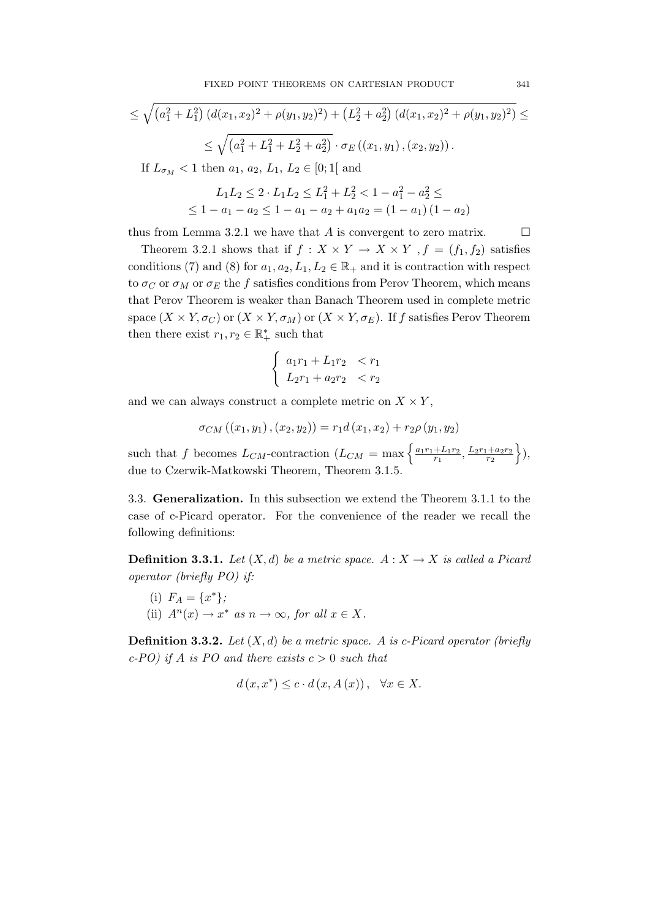$$\leq \sqrt{\left(a_1^2+L_1^2\right)\left(d(x_1,x_2)^2+\rho(y_1,y_2)^2\right)+\left(L_2^2+a_2^2\right)\left(d(x_1,x_2)^2+\rho(y_1,y_2)^2\right)} \leq$$

$$\leq \sqrt{\left(a_1^2+L_1^2+L_2^2+a_2^2\right)} \cdot \sigma_E\left(\left(x_1,y_1\right),\left(x_2,y_2\right)\right).$$

If $L_{\sigma_M} < 1$ then $a_1,\, a_2,\, L_1,\, L_2 \in [0;1[$ and

$$L_1 L_2 \leq 2 \cdot L_1 L_2 \leq L_1^2 + L_2^2 < 1 - a_1^2 - a_2^2 \leq$$
$$\leq 1 - a_1 - a_2 \leq 1 - a_1 - a_2 + a_1 a_2 = \left(1-a_1\right)\left(1-a_2\right)$$

thus from Lemma 3.2.1 we have that $A$ is convergent to zero matrix. □

Theorem 3.2.1 shows that if $f : X \times Y \to X \times Y$ , $f = (f_1, f_2)$ satisfies conditions (7) and (8) for $a_1, a_2, L_1, L_2 \in \mathbb{R}_+$ and it is contraction with respect to $\sigma_C$ or $\sigma_M$ or $\sigma_E$ the $f$ satisfies conditions from Perov Theorem, which means that Perov Theorem is weaker than Banach Theorem used in complete metric space $(X \times Y, \sigma_C)$ or $(X \times Y, \sigma_M)$ or $(X \times Y, \sigma_E)$. If $f$ satisfies Perov Theorem then there exist $r_1, r_2 \in \mathbb{R}_+^*$ such that

$$\begin{cases} a_1 r_1 + L_1 r_2 & < r_1 \\ L_2 r_1 + a_2 r_2 & < r_2 \end{cases}$$

and we can always construct a complete metric on $X \times Y$,

$$\sigma_{CM}\left(\left(x_1,y_1\right),\left(x_2,y_2\right)\right) = r_1 d\left(x_1,x_2\right) + r_2 \rho\left(y_1,y_2\right)$$

such that $f$ becomes $L_{CM}$-contraction ($L_{CM} = \max\left\{\frac{a_1 r_1 + L_1 r_2}{r_1}, \frac{L_2 r_1 + a_2 r_2}{r_2}\right\}$), due to Czerwik-Matkowski Theorem, Theorem 3.1.5.

### 3.3. Generalization.

In this subsection we extend the Theorem 3.1.1 to the case of c-Picard operator. For the convenience of the reader we recall the following definitions:

**Definition 3.3.1.** *Let $(X,d)$ be a metric space. $A : X \to X$ is called a Picard operator (briefly PO) if:*

(i) $F_A = \{x^*\}$*;*
(ii) $A^n(x) \to x^*$ *as $n \to \infty$, for all $x \in X$.*

**Definition 3.3.2.** *Let $(X,d)$ be a metric space. $A$ is c-Picard operator (briefly c-PO) if $A$ is PO and there exists $c > 0$ such that*

$$d\left(x, x^*\right) \leq c \cdot d\left(x, A\left(x\right)\right), \quad \forall x \in X.$$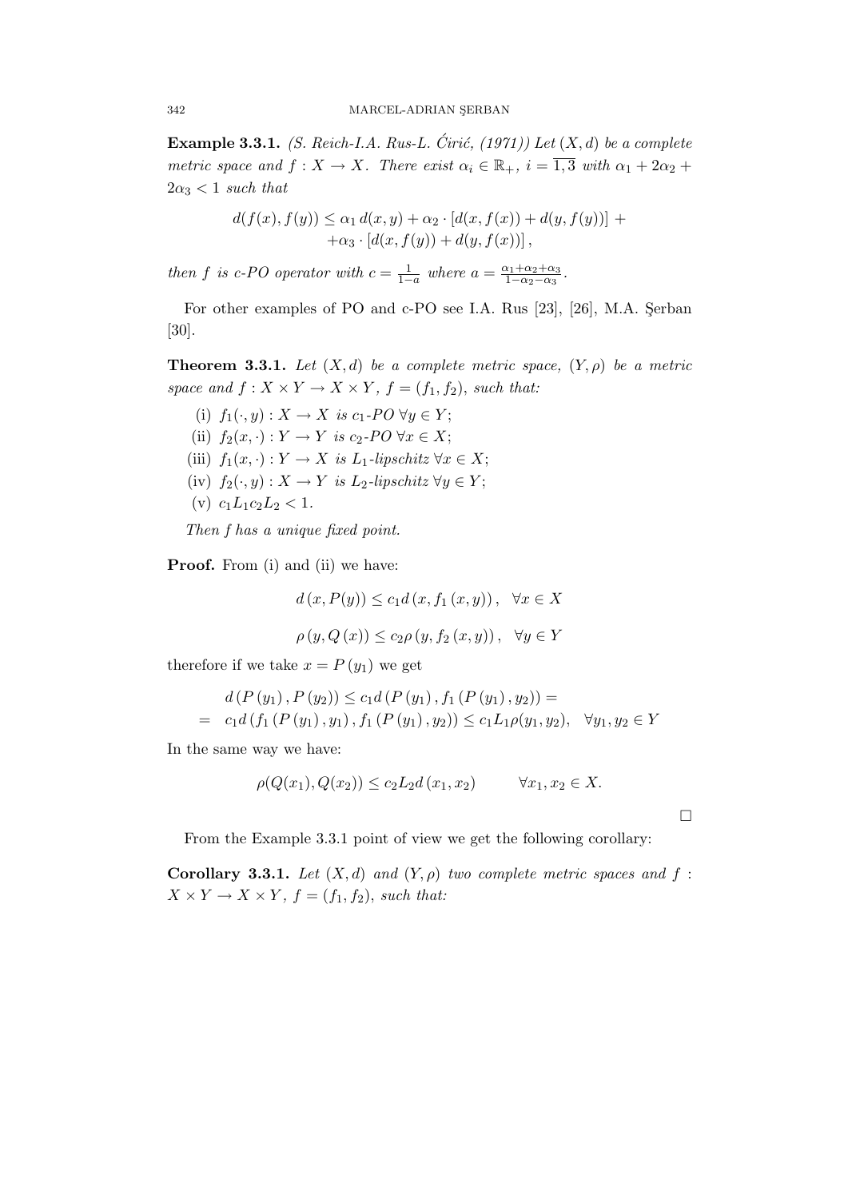**Example 3.3.1.** *(S. Reich-I.A. Rus-L. Ćirić, (1971)) Let $(X,d)$ be a complete metric space and $f : X \to X$. There exist $\alpha_i \in \mathbb{R}_+$, $i = \overline{1,3}$ with $\alpha_1 + 2\alpha_2 + 2\alpha_3 < 1$ such that*

$$d(f(x), f(y)) \leq \alpha_1 \, d(x,y) + \alpha_2 \cdot [d(x, f(x)) + d(y, f(y))] + \\ +\alpha_3 \cdot [d(x, f(y)) + d(y, f(x))],$$

*then $f$ is c-PO operator with $c = \frac{1}{1-a}$ where $a = \frac{\alpha_1+\alpha_2+\alpha_3}{1-\alpha_2-\alpha_3}$.*

For other examples of PO and c-PO see I.A. Rus [23], [26], M.A. Şerban [30].

**Theorem 3.3.1.** *Let $(X,d)$ be a complete metric space, $(Y,\rho)$ be a metric space and $f : X \times Y \to X \times Y$, $f = (f_1, f_2)$, such that:*

- (i) *$f_1(\cdot, y) : X \to X$ is $c_1$-PO $\forall y \in Y$;*
- (ii) *$f_2(x, \cdot) : Y \to Y$ is $c_2$-PO $\forall x \in X$;*
- (iii) *$f_1(x, \cdot) : Y \to X$ is $L_1$-lipschitz $\forall x \in X$;*
- (iv) *$f_2(\cdot, y) : X \to Y$ is $L_2$-lipschitz $\forall y \in Y$;*
- (v) *$c_1 L_1 c_2 L_2 < 1$.*

*Then f has a unique fixed point.*

**Proof.** From (i) and (ii) we have:

$$d(x, P(y)) \leq c_1 d(x, f_1(x,y)), \quad \forall x \in X$$

$$\rho(y, Q(x)) \leq c_2 \rho(y, f_2(x,y)), \quad \forall y \in Y$$

therefore if we take $x = P(y_1)$ we get

$$\begin{aligned} & d(P(y_1), P(y_2)) \leq c_1 d(P(y_1), f_1(P(y_1), y_2)) = \\ = \ & c_1 d(f_1(P(y_1), y_1), f_1(P(y_1), y_2)) \leq c_1 L_1 \rho(y_1, y_2), \quad \forall y_1, y_2 \in Y \end{aligned}$$

In the same way we have:

$$\rho(Q(x_1), Q(x_2)) \leq c_2 L_2 d(x_1, x_2) \qquad \forall x_1, x_2 \in X.$$

□

From the Example 3.3.1 point of view we get the following corollary:

**Corollary 3.3.1.** *Let $(X,d)$ and $(Y,\rho)$ two complete metric spaces and $f : X \times Y \to X \times Y$, $f = (f_1, f_2)$, such that:*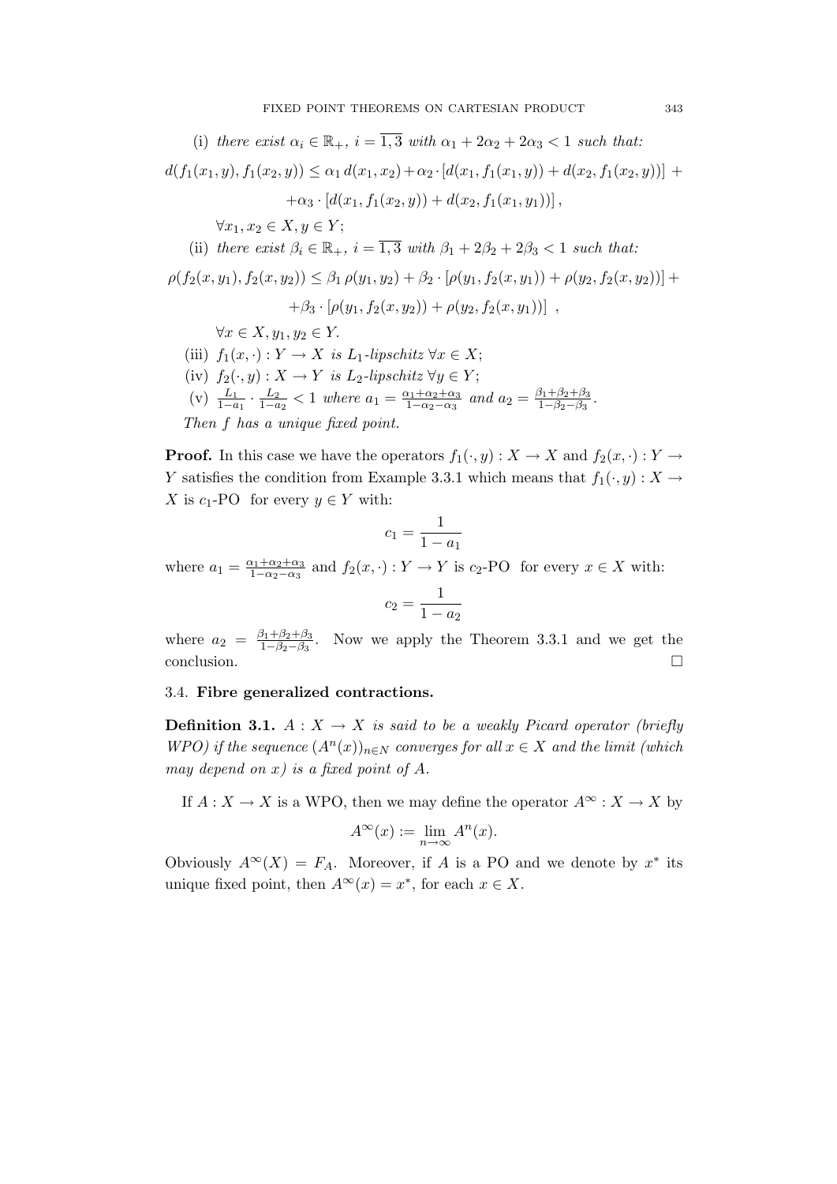(i) *there exist* $\alpha_i \in \mathbb{R}_+,\ i = \overline{1,3}$ *with* $\alpha_1 + 2\alpha_2 + 2\alpha_3 < 1$ *such that:*

$$d(f_1(x_1,y), f_1(x_2,y)) \leq \alpha_1\, d(x_1,x_2) + \alpha_2 \cdot [d(x_1, f_1(x_1,y)) + d(x_2, f_1(x_2,y))] +$$
$$+\alpha_3 \cdot [d(x_1, f_1(x_2,y)) + d(x_2, f_1(x_1,y_1))],$$

$\forall x_1, x_2 \in X, y \in Y;$

(ii) *there exist* $\beta_i \in \mathbb{R}_+,\ i = \overline{1,3}$ *with* $\beta_1 + 2\beta_2 + 2\beta_3 < 1$ *such that:*

$$\rho(f_2(x,y_1), f_2(x,y_2)) \leq \beta_1\, \rho(y_1,y_2) + \beta_2 \cdot [\rho(y_1, f_2(x,y_1)) + \rho(y_2, f_2(x,y_2))] +$$
$$+\beta_3 \cdot [\rho(y_1, f_2(x,y_2)) + \rho(y_2, f_2(x,y_1))]\ ,$$

$\forall x \in X, y_1, y_2 \in Y.$

(iii) $f_1(x,\cdot) : Y \to X$ *is* $L_1$*-lipschitz* $\forall x \in X$;

(iv) $f_2(\cdot,y) : X \to Y$ *is* $L_2$*-lipschitz* $\forall y \in Y$;

(v) $\frac{L_1}{1-a_1} \cdot \frac{L_2}{1-a_2} < 1$ *where* $a_1 = \frac{\alpha_1+\alpha_2+\alpha_3}{1-\alpha_2-\alpha_3}$ *and* $a_2 = \frac{\beta_1+\beta_2+\beta_3}{1-\beta_2-\beta_3}$.

*Then* $f$ *has a unique fixed point.*

**Proof.** In this case we have the operators $f_1(\cdot,y) : X \to X$ and $f_2(x,\cdot) : Y \to Y$ satisfies the condition from Example 3.3.1 which means that $f_1(\cdot,y) : X \to X$ is $c_1$-PO for every $y \in Y$ with:

$$c_1 = \frac{1}{1-a_1}$$

where $a_1 = \frac{\alpha_1+\alpha_2+\alpha_3}{1-\alpha_2-\alpha_3}$ and $f_2(x,\cdot) : Y \to Y$ is $c_2$-PO for every $x \in X$ with:

$$c_2 = \frac{1}{1-a_2}$$

where $a_2 = \frac{\beta_1+\beta_2+\beta_3}{1-\beta_2-\beta_3}$. Now we apply the Theorem 3.3.1 and we get the conclusion. $\square$

### 3.4. **Fibre generalized contractions.**

**Definition 3.1.** *$A : X \to X$ is said to be a weakly Picard operator (briefly WPO) if the sequence $(A^n(x))_{n\in N}$ converges for all $x \in X$ and the limit (which may depend on $x$) is a fixed point of $A$.*

If $A : X \to X$ is a WPO, then we may define the operator $A^\infty : X \to X$ by

$$A^\infty(x) := \lim_{n\to\infty} A^n(x).$$

Obviously $A^\infty(X) = F_A$. Moreover, if $A$ is a PO and we denote by $x^*$ its unique fixed point, then $A^\infty(x) = x^*$, for each $x \in X$.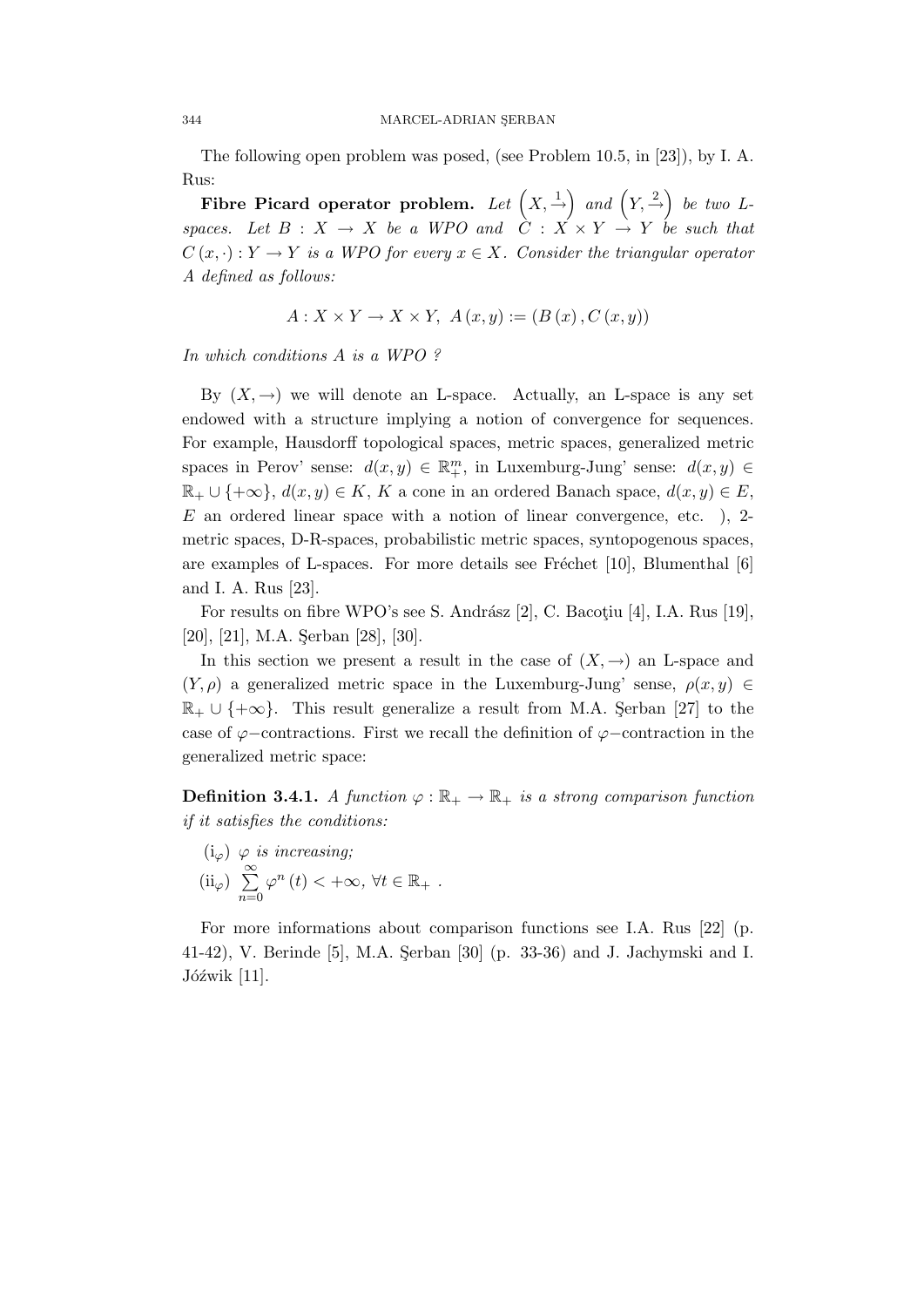The following open problem was posed, (see Problem 10.5, in [23]), by I. A. Rus:

**Fibre Picard operator problem.** *Let* $\left(X, \overset{1}{\to}\right)$ *and* $\left(Y, \overset{2}{\to}\right)$ *be two L-spaces. Let* $B : X \to X$ *be a WPO and* $C : X \times Y \to Y$ *be such that* $C(x, \cdot) : Y \to Y$ *is a WPO for every* $x \in X$. *Consider the triangular operator* $A$ *defined as follows:*

$$A : X \times Y \to X \times Y,\ A(x, y) := (B(x), C(x, y))$$

*In which conditions* $A$ *is a WPO ?*

By $(X, \to)$ we will denote an L-space. Actually, an L-space is any set endowed with a structure implying a notion of convergence for sequences. For example, Hausdorff topological spaces, metric spaces, generalized metric spaces in Perov' sense: $d(x, y) \in \mathbb{R}^m_+$, in Luxemburg-Jung' sense: $d(x, y) \in \mathbb{R}_+ \cup \{+\infty\}$, $d(x, y) \in K$, $K$ a cone in an ordered Banach space, $d(x, y) \in E$, $E$ an ordered linear space with a notion of linear convergence, etc. ), 2-metric spaces, D-R-spaces, probabilistic metric spaces, syntopogenous spaces, are examples of L-spaces. For more details see Fréchet [10], Blumenthal [6] and I. A. Rus [23].

For results on fibre WPO's see S. András [2], C. Bacoţiu [4], I.A. Rus [19], [20], [21], M.A. Şerban [28], [30].

In this section we present a result in the case of $(X, \to)$ an L-space and $(Y, \rho)$ a generalized metric space in the Luxemburg-Jung' sense, $\rho(x, y) \in \mathbb{R}_+ \cup \{+\infty\}$. This result generalize a result from M.A. Şerban [27] to the case of $\varphi-$contractions. First we recall the definition of $\varphi-$contraction in the generalized metric space:

**Definition 3.4.1.** *A function* $\varphi : \mathbb{R}_+ \to \mathbb{R}_+$ *is a strong comparison function if it satisfies the conditions:*

($\mathrm{i}_\varphi$) $\varphi$ *is increasing;*

($\mathrm{ii}_\varphi$) $\sum\limits_{n=0}^{\infty} \varphi^n(t) < +\infty,\ \forall t \in \mathbb{R}_+$ .

For more informations about comparison functions see I.A. Rus [22] (p. 41-42), V. Berinde [5], M.A. Şerban [30] (p. 33-36) and J. Jachymski and I. Jóźwik [11].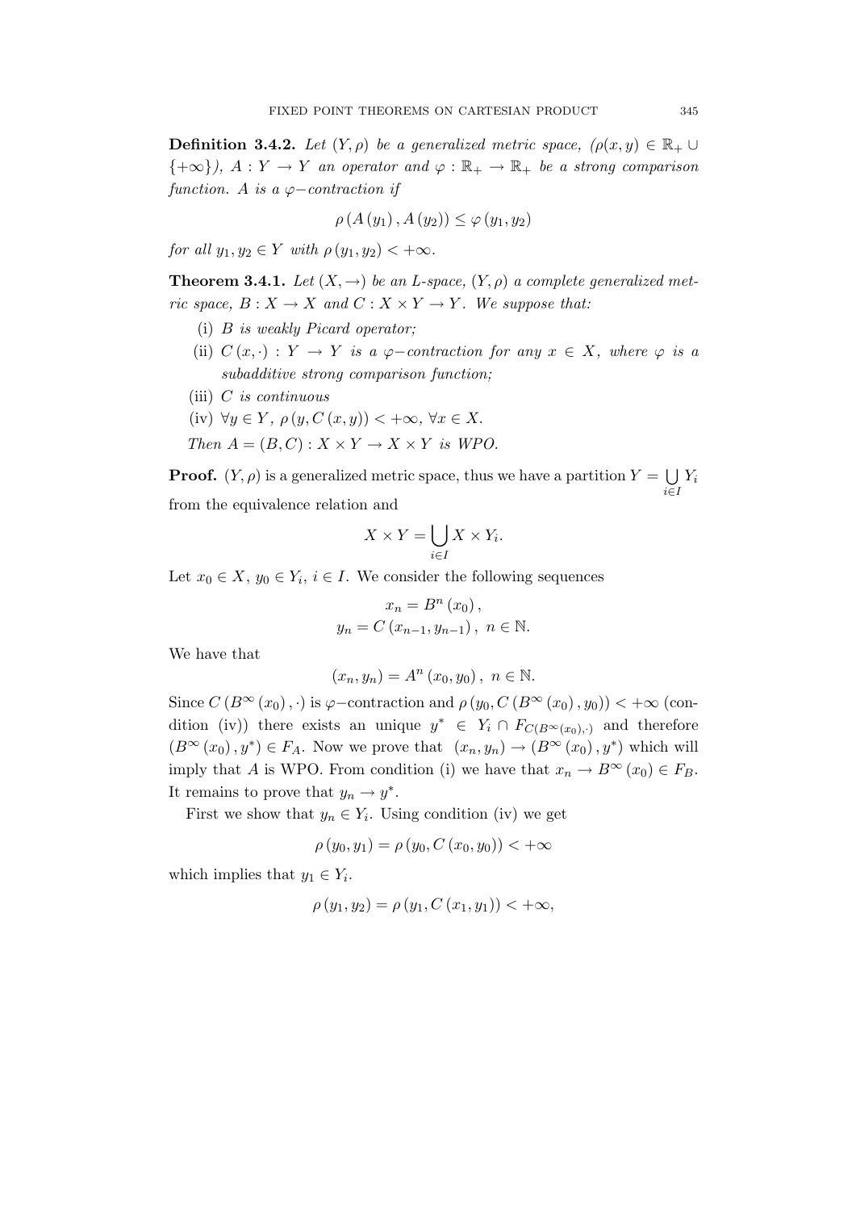**Definition 3.4.2.** *Let $(Y, \rho)$ be a generalized metric space, ($\rho(x, y) \in \mathbb{R}_+ \cup \{+\infty\}$), $A : Y \to Y$ an operator and $\varphi : \mathbb{R}_+ \to \mathbb{R}_+$ be a strong comparison function. $A$ is a $\varphi-$contraction if*

$$\rho\left(A\left(y_1\right), A\left(y_2\right)\right) \leq \varphi\left(y_1, y_2\right)$$

*for all $y_1, y_2 \in Y$ with $\rho(y_1, y_2) < +\infty$.*

**Theorem 3.4.1.** *Let $(X, \to)$ be an L-space, $(Y, \rho)$ a complete generalized metric space, $B : X \to X$ and $C : X \times Y \to Y$. We suppose that:*

(i) *$B$ is weakly Picard operator;*

(ii) *$C(x, \cdot) : Y \to Y$ is a $\varphi-$contraction for any $x \in X$, where $\varphi$ is a subadditive strong comparison function;*

(iii) *$C$ is continuous*

(iv) *$\forall y \in Y$, $\rho(y, C(x, y)) < +\infty$, $\forall x \in X$.*

*Then $A = (B, C) : X \times Y \to X \times Y$ is WPO.*

**Proof.** $(Y, \rho)$ is a generalized metric space, thus we have a partition $Y = \bigcup\limits_{i \in I} Y_i$ from the equivalence relation and

$$X \times Y = \bigcup_{i \in I} X \times Y_i.$$

Let $x_0 \in X$, $y_0 \in Y_i$, $i \in I$. We consider the following sequences

$$x_n = B^n\left(x_0\right),$$
$$y_n = C\left(x_{n-1}, y_{n-1}\right),\ n \in \mathbb{N}.$$

We have that

$$\left(x_n, y_n\right) = A^n\left(x_0, y_0\right),\ n \in \mathbb{N}.$$

Since $C\left(B^{\infty}\left(x_0\right), \cdot\right)$ is $\varphi-$contraction and $\rho\left(y_0, C\left(B^{\infty}\left(x_0\right), y_0\right)\right) < +\infty$ (condition (iv)) there exists an unique $y^* \in Y_i \cap F_{C(B^{\infty}(x_0), \cdot)}$ and therefore $\left(B^{\infty}\left(x_0\right), y^*\right) \in F_A$. Now we prove that $\left(x_n, y_n\right) \to \left(B^{\infty}\left(x_0\right), y^*\right)$ which will imply that $A$ is WPO. From condition (i) we have that $x_n \to B^{\infty}\left(x_0\right) \in F_B$. It remains to prove that $y_n \to y^*$.

First we show that $y_n \in Y_i$. Using condition (iv) we get

$$\rho\left(y_0, y_1\right) = \rho\left(y_0, C\left(x_0, y_0\right)\right) < +\infty$$

which implies that $y_1 \in Y_i$.

$$\rho\left(y_1, y_2\right) = \rho\left(y_1, C\left(x_1, y_1\right)\right) < +\infty,$$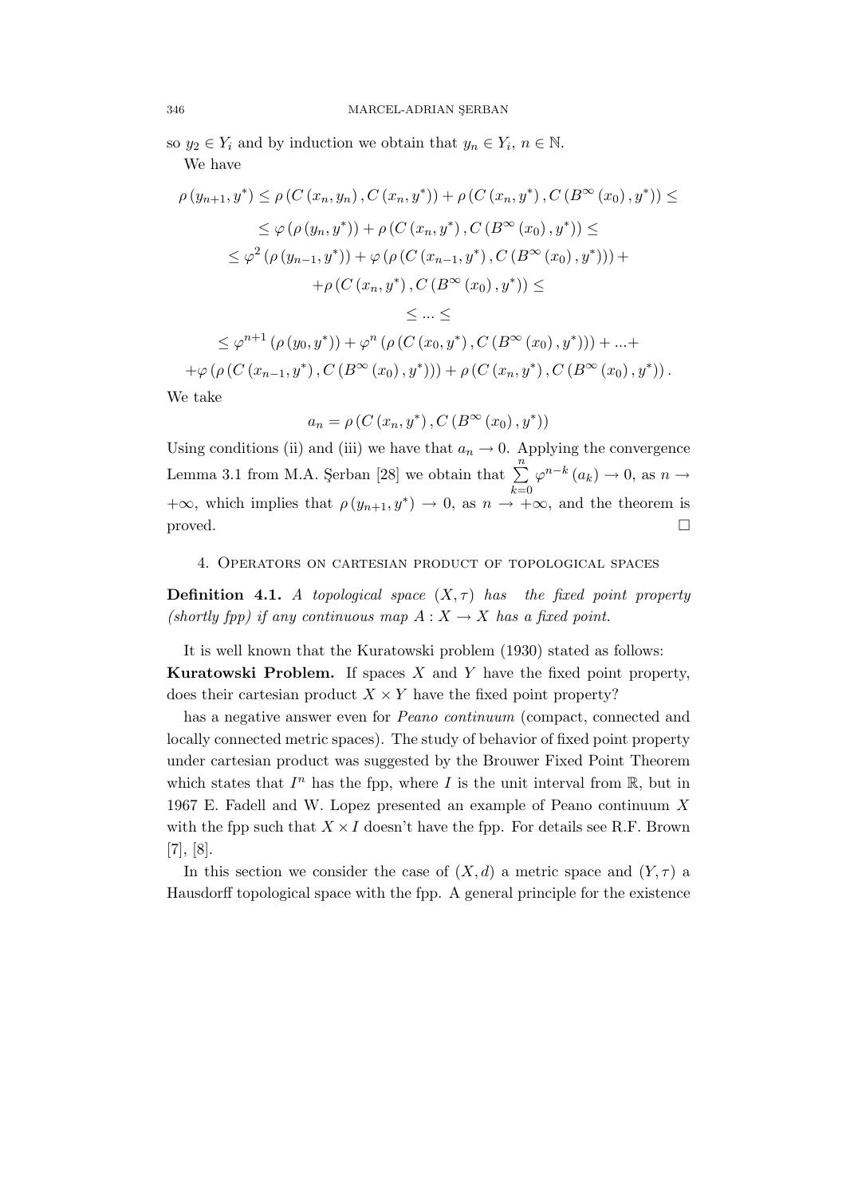so $y_2 \in Y_i$ and by induction we obtain that $y_n \in Y_i$, $n \in \mathbb{N}$.

We have

$$\rho(y_{n+1}, y^*) \leq \rho(C(x_n, y_n), C(x_n, y^*)) + \rho(C(x_n, y^*), C(B^\infty(x_0), y^*)) \leq$$
$$\leq \varphi(\rho(y_n, y^*)) + \rho(C(x_n, y^*), C(B^\infty(x_0), y^*)) \leq$$
$$\leq \varphi^2(\rho(y_{n-1}, y^*)) + \varphi(\rho(C(x_{n-1}, y^*), C(B^\infty(x_0), y^*))) +$$
$$+\rho(C(x_n, y^*), C(B^\infty(x_0), y^*)) \leq$$
$$\leq ... \leq$$
$$\leq \varphi^{n+1}(\rho(y_0, y^*)) + \varphi^n(\rho(C(x_0, y^*), C(B^\infty(x_0), y^*))) + ...+$$
$$+\varphi(\rho(C(x_{n-1}, y^*), C(B^\infty(x_0), y^*))) + \rho(C(x_n, y^*), C(B^\infty(x_0), y^*)).$$

We take

$$a_n = \rho(C(x_n, y^*), C(B^\infty(x_0), y^*))$$

Using conditions (ii) and (iii) we have that $a_n \to 0$. Applying the convergence Lemma 3.1 from M.A. Şerban [28] we obtain that $\sum_{k=0}^{n} \varphi^{n-k}(a_k) \to 0$, as $n \to +\infty$, which implies that $\rho(y_{n+1}, y^*) \to 0$, as $n \to +\infty$, and the theorem is proved. $\square$

## 4. Operators on cartesian product of topological spaces

**Definition 4.1.** *A topological space $(X, \tau)$ has the fixed point property (shortly fpp) if any continuous map $A : X \to X$ has a fixed point.*

It is well known that the Kuratowski problem (1930) stated as follows:

**Kuratowski Problem.** If spaces $X$ and $Y$ have the fixed point property, does their cartesian product $X \times Y$ have the fixed point property?

has a negative answer even for *Peano continuum* (compact, connected and locally connected metric spaces). The study of behavior of fixed point property under cartesian product was suggested by the Brouwer Fixed Point Theorem which states that $I^n$ has the fpp, where $I$ is the unit interval from $\mathbb{R}$, but in 1967 E. Fadell and W. Lopez presented an example of Peano continuum $X$ with the fpp such that $X \times I$ doesn't have the fpp. For details see R.F. Brown [7], [8].

In this section we consider the case of $(X, d)$ a metric space and $(Y, \tau)$ a Hausdorff topological space with the fpp. A general principle for the existence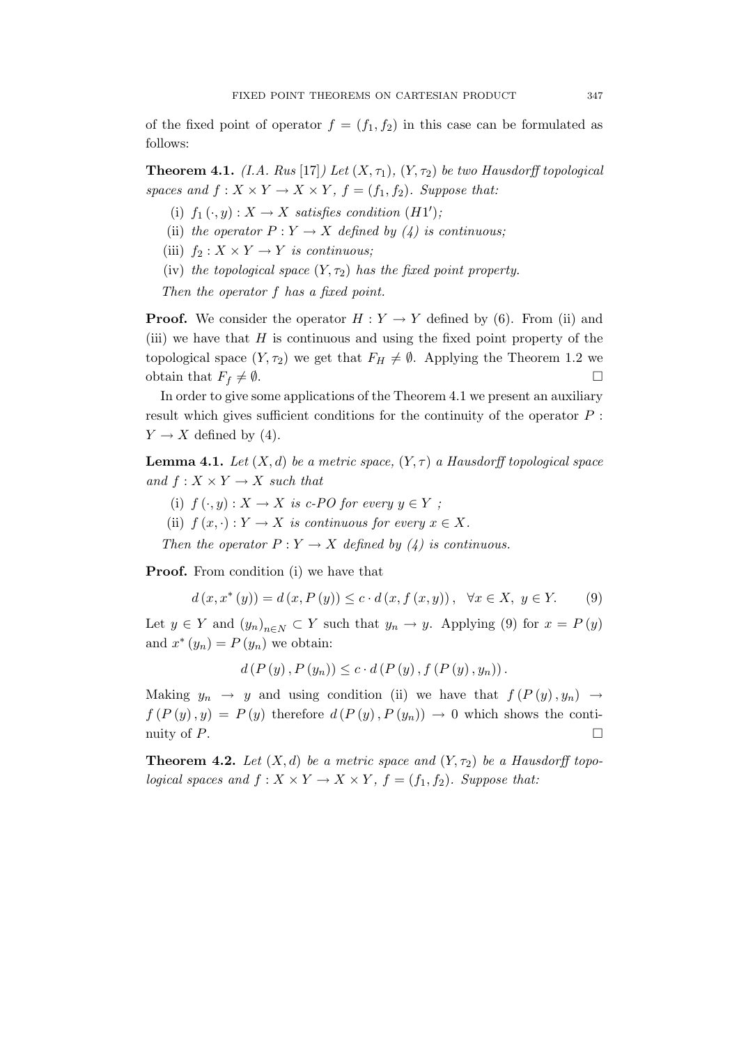of the fixed point of operator $f = (f_1, f_2)$ in this case can be formulated as follows:

**Theorem 4.1.** *(I.A. Rus [17]) Let $(X, \tau_1)$, $(Y, \tau_2)$ be two Hausdorff topological spaces and $f : X \times Y \to X \times Y$, $f = (f_1, f_2)$. Suppose that:*

(i) *$f_1(\cdot, y) : X \to X$ satisfies condition $(H1')$;*

(ii) *the operator $P : Y \to X$ defined by (4) is continuous;*

(iii) *$f_2 : X \times Y \to Y$ is continuous;*

(iv) *the topological space $(Y, \tau_2)$ has the fixed point property.*

*Then the operator $f$ has a fixed point.*

**Proof.** We consider the operator $H : Y \to Y$ defined by (6). From (ii) and (iii) we have that $H$ is continuous and using the fixed point property of the topological space $(Y, \tau_2)$ we get that $F_H \neq \emptyset$. Applying the Theorem 1.2 we obtain that $F_f \neq \emptyset$. $\square$

In order to give some applications of the Theorem 4.1 we present an auxiliary result which gives sufficient conditions for the continuity of the operator $P : Y \to X$ defined by (4).

**Lemma 4.1.** *Let $(X, d)$ be a metric space, $(Y, \tau)$ a Hausdorff topological space and $f : X \times Y \to X$ such that*

(i) *$f(\cdot, y) : X \to X$ is c-PO for every $y \in Y$ ;*

(ii) *$f(x, \cdot) : Y \to X$ is continuous for every $x \in X$.*

*Then the operator $P : Y \to X$ defined by (4) is continuous.*

**Proof.** From condition (i) we have that

$$d(x, x^*(y)) = d(x, P(y)) \leq c \cdot d(x, f(x, y)), \quad \forall x \in X, \ y \in Y. \tag{9}$$

Let $y \in Y$ and $(y_n)_{n \in N} \subset Y$ such that $y_n \to y$. Applying (9) for $x = P(y)$ and $x^*(y_n) = P(y_n)$ we obtain:

$$d(P(y), P(y_n)) \leq c \cdot d(P(y), f(P(y), y_n)).$$

Making $y_n \to y$ and using condition (ii) we have that $f(P(y), y_n) \to f(P(y), y) = P(y)$ therefore $d(P(y), P(y_n)) \to 0$ which shows the continuity of $P$. $\square$

**Theorem 4.2.** *Let $(X, d)$ be a metric space and $(Y, \tau_2)$ be a Hausdorff topological spaces and $f : X \times Y \to X \times Y$, $f = (f_1, f_2)$. Suppose that:*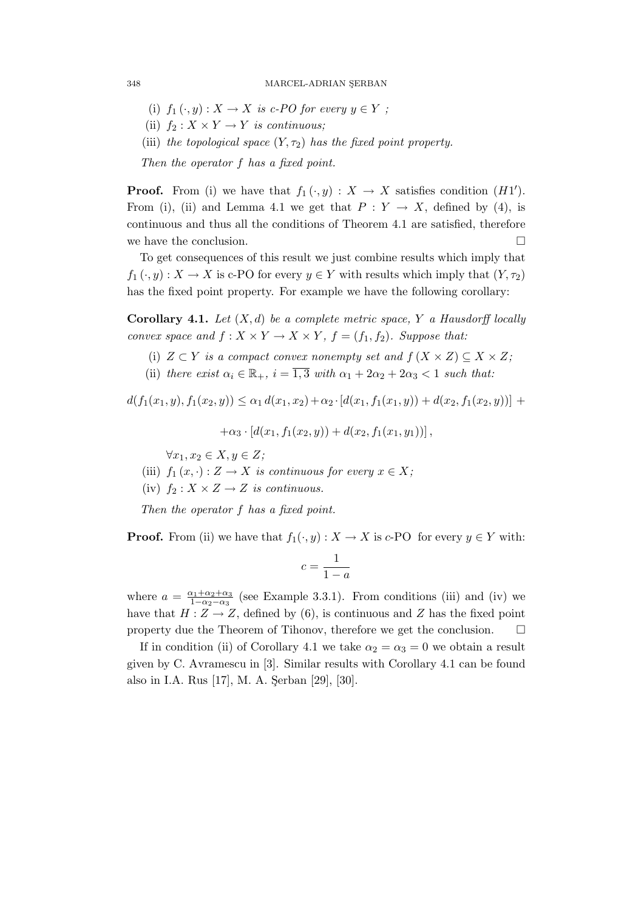(i) $f_1(\cdot, y) : X \to X$ *is c-PO for every* $y \in Y$ *;*

(ii) $f_2 : X \times Y \to Y$ *is continuous;*

(iii) *the topological space* $(Y, \tau_2)$ *has the fixed point property.*

*Then the operator* $f$ *has a fixed point.*

**Proof.** From (i) we have that $f_1(\cdot, y) : X \to X$ satisfies condition $(H1')$. From (i), (ii) and Lemma 4.1 we get that $P : Y \to X$, defined by (4), is continuous and thus all the conditions of Theorem 4.1 are satisfied, therefore we have the conclusion. $\square$

To get consequences of this result we just combine results which imply that $f_1(\cdot, y) : X \to X$ is c-PO for every $y \in Y$ with results which imply that $(Y, \tau_2)$ has the fixed point property. For example we have the following corollary:

**Corollary 4.1.** *Let* $(X, d)$ *be a complete metric space,* $Y$ *a Hausdorff locally convex space and* $f : X \times Y \to X \times Y$, $f = (f_1, f_2)$. *Suppose that:*

(i) $Z \subset Y$ *is a compact convex nonempty set and* $f(X \times Z) \subseteq X \times Z$*;*

(ii) *there exist* $\alpha_i \in \mathbb{R}_+$, $i = \overline{1, 3}$ *with* $\alpha_1 + 2\alpha_2 + 2\alpha_3 < 1$ *such that:*

$$d(f_1(x_1, y), f_1(x_2, y)) \leq \alpha_1 \, d(x_1, x_2) + \alpha_2 \cdot [d(x_1, f_1(x_1, y)) + d(x_2, f_1(x_2, y))] +$$

$$+\alpha_3 \cdot [d(x_1, f_1(x_2, y)) + d(x_2, f_1(x_1, y_1))],$$

$\forall x_1, x_2 \in X, y \in Z$*;*

(iii) $f_1(x, \cdot) : Z \to X$ *is continuous for every* $x \in X$*;*

(iv) $f_2 : X \times Z \to Z$ *is continuous.*

*Then the operator* $f$ *has a fixed point.*

**Proof.** From (ii) we have that $f_1(\cdot, y) : X \to X$ is $c$-PO for every $y \in Y$ with:

$$c = \frac{1}{1 - a}$$

where $a = \frac{\alpha_1 + \alpha_2 + \alpha_3}{1 - \alpha_2 - \alpha_3}$ (see Example 3.3.1). From conditions (iii) and (iv) we have that $H : Z \to Z$, defined by (6), is continuous and $Z$ has the fixed point property due the Theorem of Tihonov, therefore we get the conclusion. $\square$

If in condition (ii) of Corollary 4.1 we take $\alpha_2 = \alpha_3 = 0$ we obtain a result given by C. Avramescu in [3]. Similar results with Corollary 4.1 can be found also in I.A. Rus [17], M. A. Şerban [29], [30].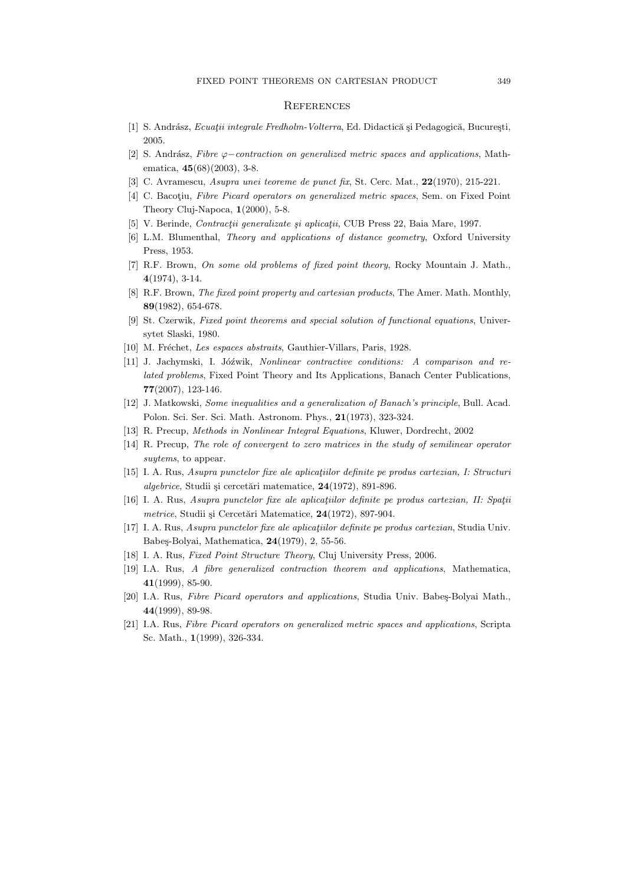## References

[1] S. András, *Ecuaţii integrale Fredholm-Volterra*, Ed. Didactică şi Pedagogică, Bucureşti, 2005.

[2] S. András, *Fibre $\varphi-$contraction on generalized metric spaces and applications*, Mathematica, **45**(68)(2003), 3-8.

[3] C. Avramescu, *Asupra unei teoreme de punct fix*, St. Cerc. Mat., **22**(1970), 215-221.

[4] C. Bacoţiu, *Fibre Picard operators on generalized metric spaces*, Sem. on Fixed Point Theory Cluj-Napoca, **1**(2000), 5-8.

[5] V. Berinde, *Contracţii generalizate şi aplicaţii*, CUB Press 22, Baia Mare, 1997.

[6] L.M. Blumenthal, *Theory and applications of distance geometry*, Oxford University Press, 1953.

[7] R.F. Brown, *On some old problems of fixed point theory*, Rocky Mountain J. Math., **4**(1974), 3-14.

[8] R.F. Brown, *The fixed point property and cartesian products*, The Amer. Math. Monthly, **89**(1982), 654-678.

[9] St. Czerwik, *Fixed point theorems and special solution of functional equations*, Universytet Slaski, 1980.

[10] M. Fréchet, *Les espaces abstraits*, Gauthier-Villars, Paris, 1928.

[11] J. Jachymski, I. Jóźwik, *Nonlinear contractive conditions: A comparison and related problems*, Fixed Point Theory and Its Applications, Banach Center Publications, **77**(2007), 123-146.

[12] J. Matkowski, *Some inequalities and a generalization of Banach's principle*, Bull. Acad. Polon. Sci. Ser. Sci. Math. Astronom. Phys., **21**(1973), 323-324.

[13] R. Precup, *Methods in Nonlinear Integral Equations*, Kluwer, Dordrecht, 2002

[14] R. Precup, *The role of convergent to zero matrices in the study of semilinear operator suytems*, to appear.

[15] I. A. Rus, *Asupra punctelor fixe ale aplicaţiilor definite pe produs cartezian, I: Structuri algebrice*, Studii şi cercetări matematice, **24**(1972), 891-896.

[16] I. A. Rus, *Asupra punctelor fixe ale aplicaţiilor definite pe produs cartezian, II: Spaţii metrice*, Studii şi Cercetări Matematice, **24**(1972), 897-904.

[17] I. A. Rus, *Asupra punctelor fixe ale aplicaţiilor definite pe produs cartezian*, Studia Univ. Babeş-Bolyai, Mathematica, **24**(1979), 2, 55-56.

[18] I. A. Rus, *Fixed Point Structure Theory*, Cluj University Press, 2006.

[19] I.A. Rus, *A fibre generalized contraction theorem and applications*, Mathematica, **41**(1999), 85-90.

[20] I.A. Rus, *Fibre Picard operators and applications*, Studia Univ. Babeş-Bolyai Math., **44**(1999), 89-98.

[21] I.A. Rus, *Fibre Picard operators on generalized metric spaces and applications*, Scripta Sc. Math., **1**(1999), 326-334.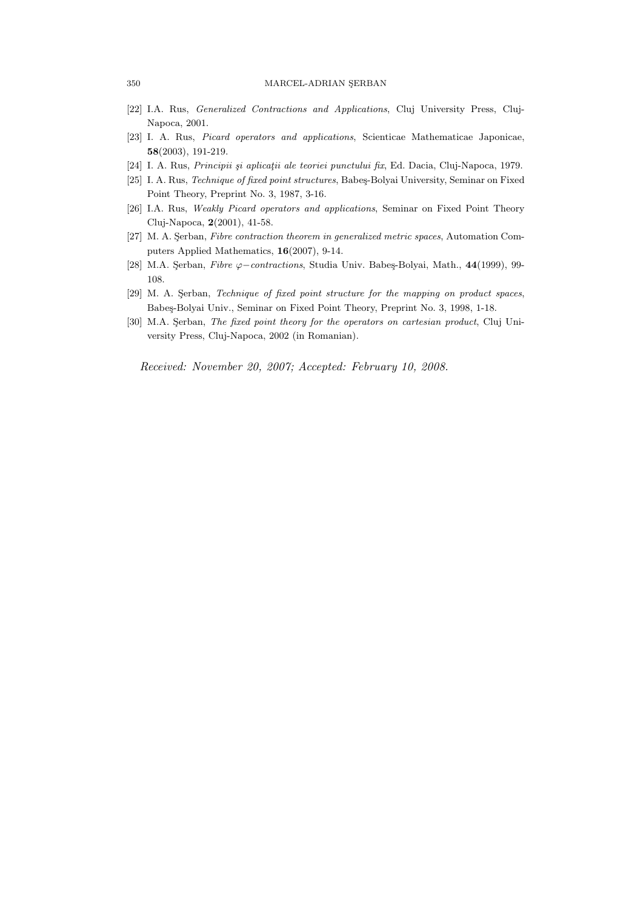[22] I.A. Rus, *Generalized Contractions and Applications*, Cluj University Press, Cluj-Napoca, 2001.

[23] I. A. Rus, *Picard operators and applications*, Scienticae Mathematicae Japonicae, **58**(2003), 191-219.

[24] I. A. Rus, *Principii şi aplicaţii ale teoriei punctului fix*, Ed. Dacia, Cluj-Napoca, 1979.

[25] I. A. Rus, *Technique of fixed point structures*, Babeş-Bolyai University, Seminar on Fixed Point Theory, Preprint No. 3, 1987, 3-16.

[26] I.A. Rus, *Weakly Picard operators and applications*, Seminar on Fixed Point Theory Cluj-Napoca, **2**(2001), 41-58.

[27] M. A. Şerban, *Fibre contraction theorem in generalized metric spaces*, Automation Computers Applied Mathematics, **16**(2007), 9-14.

[28] M.A. Şerban, *Fibre $\varphi-$contractions*, Studia Univ. Babeş-Bolyai, Math., **44**(1999), 99-108.

[29] M. A. Şerban, *Technique of fixed point structure for the mapping on product spaces*, Babeş-Bolyai Univ., Seminar on Fixed Point Theory, Preprint No. 3, 1998, 1-18.

[30] M.A. Şerban, *The fixed point theory for the operators on cartesian product*, Cluj University Press, Cluj-Napoca, 2002 (in Romanian).

*Received: November 20, 2007; Accepted: February 10, 2008.*